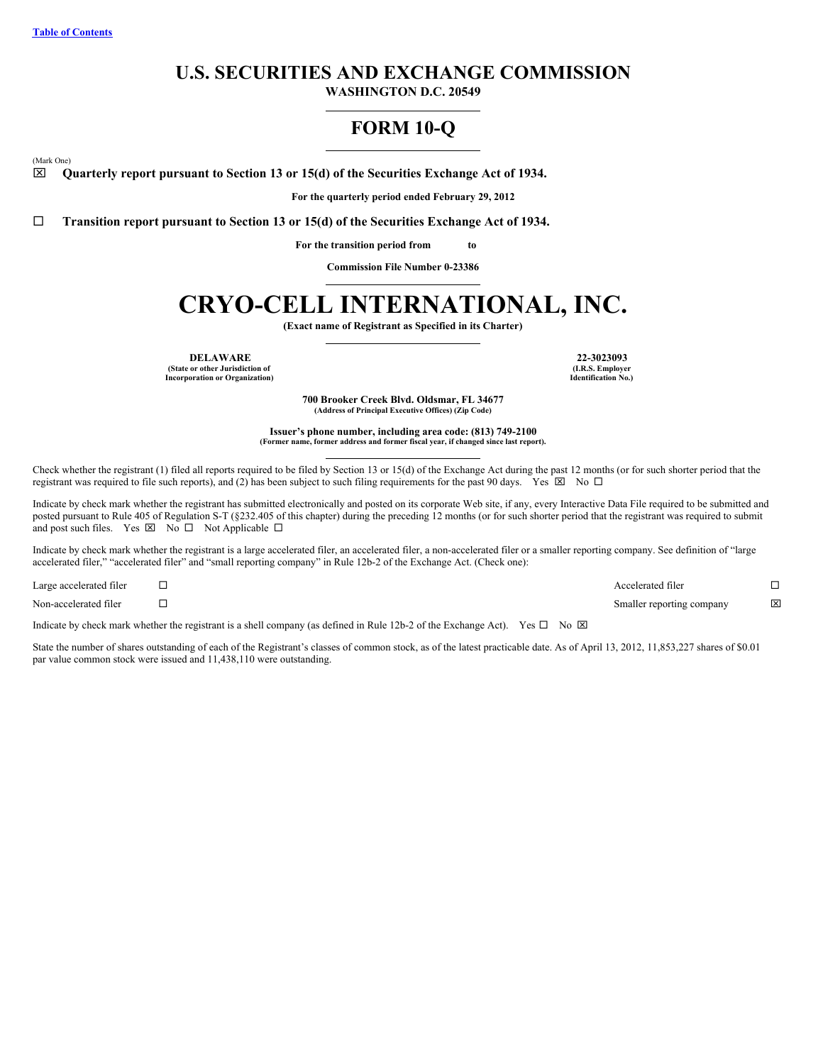Table of Contents

# U.S. SECURITIES AND EXCHANGE COMMISSION

**WASHINGTON D.C. 20549**

## FORM 10-Q

(Mark One)

☒ **Quarterly report pursuant to Section 13 or 15(d) of the Securities Exchange Act of 1934.**

**For the quarterly period ended February 29, 2012**

☐ **Transition report pursuant to Section 13 or 15(d) of the Securities Exchange Act of 1934.**

**For the transition period from to**

**Commission File Number 0-23386**

# CRYO-CELL INTERNATIONAL, INC.

**(Exact name of Registrant as Specified in its Charter)**

| **DELAWARE** | **22-3023093** |
|---|---|
| **(State or other Jurisdiction of Incorporation or Organization)** | **(I.R.S. Employer Identification No.)** |

**700 Brooker Creek Blvd. Oldsmar, FL 34677**
**(Address of Principal Executive Offices) (Zip Code)**

**Issuer's phone number, including area code: (813) 749-2100**
**(Former name, former address and former fiscal year, if changed since last report).**

Check whether the registrant (1) filed all reports required to be filed by Section 13 or 15(d) of the Exchange Act during the past 12 months (or for such shorter period that the registrant was required to file such reports), and (2) has been subject to such filing requirements for the past 90 days. Yes ☒ No ☐

Indicate by check mark whether the registrant has submitted electronically and posted on its corporate Web site, if any, every Interactive Data File required to be submitted and posted pursuant to Rule 405 of Regulation S-T (§232.405 of this chapter) during the preceding 12 months (or for such shorter period that the registrant was required to submit and post such files. Yes ☒ No ☐ Not Applicable ☐

Indicate by check mark whether the registrant is a large accelerated filer, an accelerated filer, a non-accelerated filer or a smaller reporting company. See definition of "large accelerated filer," "accelerated filer" and "small reporting company" in Rule 12b-2 of the Exchange Act. (Check one):

| | | | |
|---|---|---|---|
| Large accelerated filer | ☐ | Accelerated filer | ☐ |
| Non-accelerated filer | ☐ | Smaller reporting company | ☒ |

Indicate by check mark whether the registrant is a shell company (as defined in Rule 12b-2 of the Exchange Act). Yes ☐ No ☒

State the number of shares outstanding of each of the Registrant's classes of common stock, as of the latest practicable date. As of April 13, 2012, 11,853,227 shares of $0.01 par value common stock were issued and 11,438,110 were outstanding.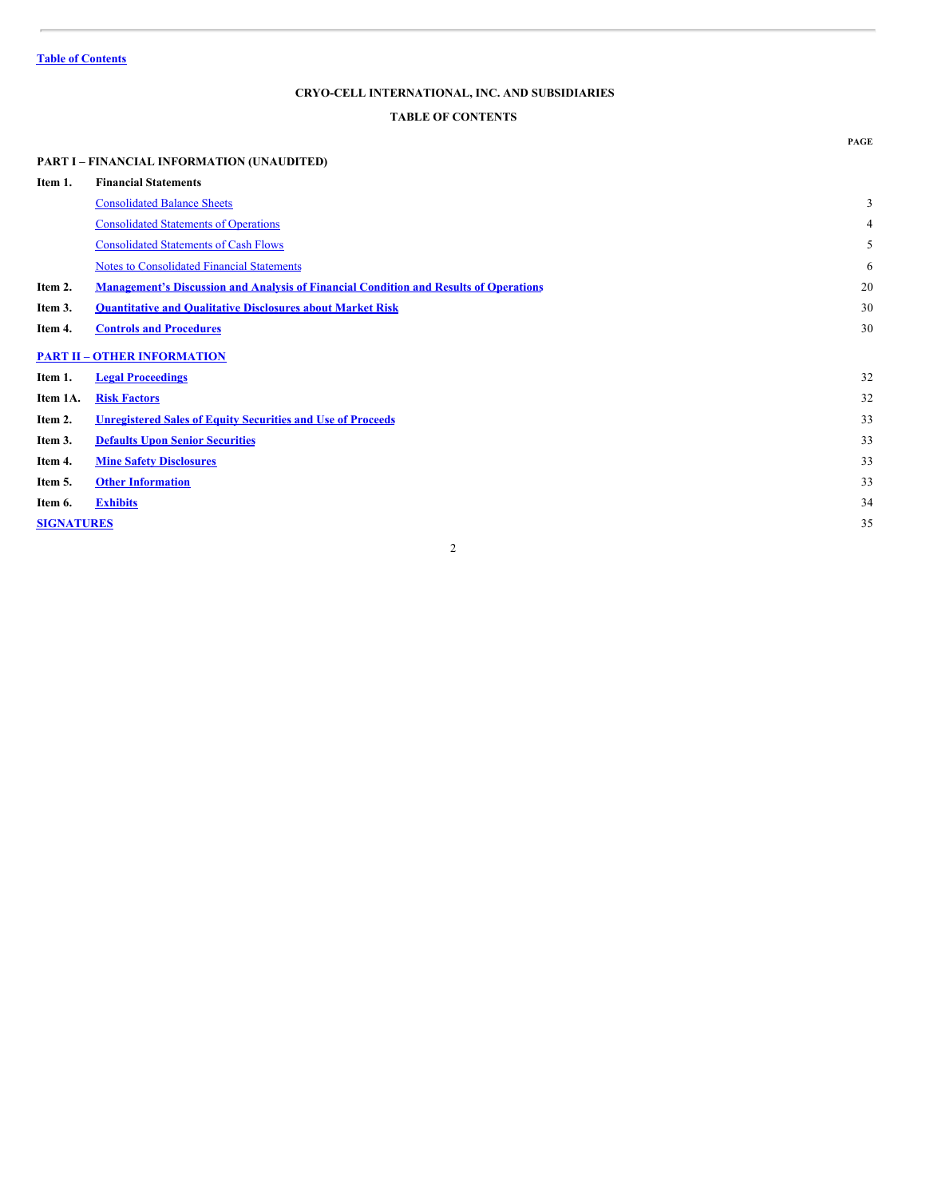Table of Contents

# CRYO-CELL INTERNATIONAL, INC. AND SUBSIDIARIES

## TABLE OF CONTENTS

| | | PAGE |
|---|---|---|
| **PART I – FINANCIAL INFORMATION (UNAUDITED)** | | |
| **Item 1.** | **Financial Statements** | |
| | Consolidated Balance Sheets | 3 |
| | Consolidated Statements of Operations | 4 |
| | Consolidated Statements of Cash Flows | 5 |
| | Notes to Consolidated Financial Statements | 6 |
| **Item 2.** | **Management's Discussion and Analysis of Financial Condition and Results of Operations** | 20 |
| **Item 3.** | **Quantitative and Qualitative Disclosures about Market Risk** | 30 |
| **Item 4.** | **Controls and Procedures** | 30 |
| **PART II – OTHER INFORMATION** | | |
| **Item 1.** | **Legal Proceedings** | 32 |
| **Item 1A.** | **Risk Factors** | 32 |
| **Item 2.** | **Unregistered Sales of Equity Securities and Use of Proceeds** | 33 |
| **Item 3.** | **Defaults Upon Senior Securities** | 33 |
| **Item 4.** | **Mine Safety Disclosures** | 33 |
| **Item 5.** | **Other Information** | 33 |
| **Item 6.** | **Exhibits** | 34 |
| **SIGNATURES** | | 35 |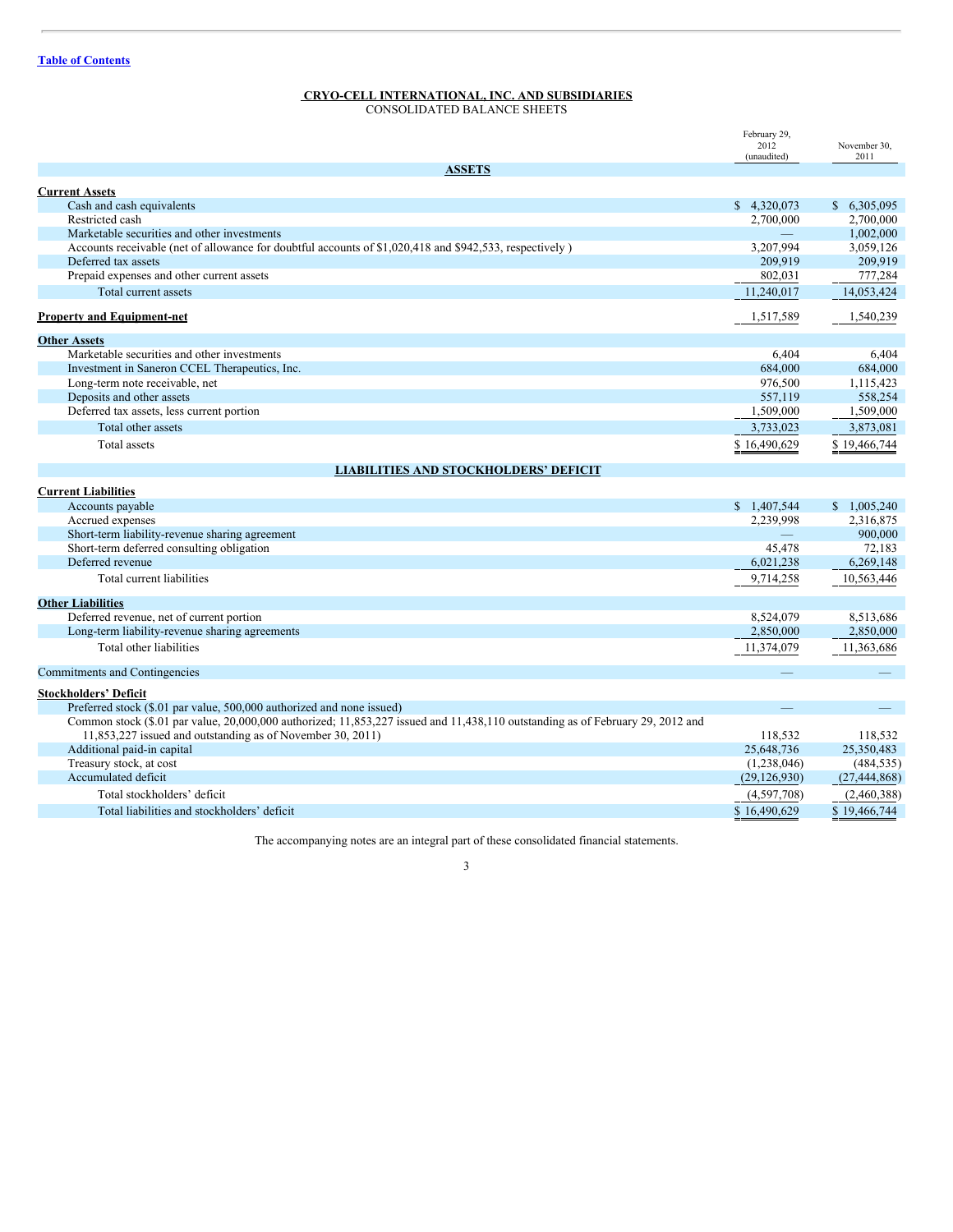Table of Contents

# CRYO-CELL INTERNATIONAL, INC. AND SUBSIDIARIES

## CONSOLIDATED BALANCE SHEETS

| | February 29, 2012 (unaudited) | November 30, 2011 |
|---|---|---|
| **ASSETS** | | |
| **Current Assets** | | |
| Cash and cash equivalents | $ 4,320,073 | $ 6,305,095 |
| Restricted cash | 2,700,000 | 2,700,000 |
| Marketable securities and other investments | — | 1,002,000 |
| Accounts receivable (net of allowance for doubtful accounts of $1,020,418 and $942,533, respectively ) | 3,207,994 | 3,059,126 |
| Deferred tax assets | 209,919 | 209,919 |
| Prepaid expenses and other current assets | 802,031 | 777,284 |
| Total current assets | 11,240,017 | 14,053,424 |
| **Property and Equipment-net** | 1,517,589 | 1,540,239 |
| **Other Assets** | | |
| Marketable securities and other investments | 6,404 | 6,404 |
| Investment in Saneron CCEL Therapeutics, Inc. | 684,000 | 684,000 |
| Long-term note receivable, net | 976,500 | 1,115,423 |
| Deposits and other assets | 557,119 | 558,254 |
| Deferred tax assets, less current portion | 1,509,000 | 1,509,000 |
| Total other assets | 3,733,023 | 3,873,081 |
| Total assets | $ 16,490,629 | $ 19,466,744 |
| **LIABILITIES AND STOCKHOLDERS' DEFICIT** | | |
| **Current Liabilities** | | |
| Accounts payable | $ 1,407,544 | $ 1,005,240 |
| Accrued expenses | 2,239,998 | 2,316,875 |
| Short-term liability-revenue sharing agreement | — | 900,000 |
| Short-term deferred consulting obligation | 45,478 | 72,183 |
| Deferred revenue | 6,021,238 | 6,269,148 |
| Total current liabilities | 9,714,258 | 10,563,446 |
| **Other Liabilities** | | |
| Deferred revenue, net of current portion | 8,524,079 | 8,513,686 |
| Long-term liability-revenue sharing agreements | 2,850,000 | 2,850,000 |
| Total other liabilities | 11,374,079 | 11,363,686 |
| Commitments and Contingencies | — | — |
| **Stockholders' Deficit** | | |
| Preferred stock ($.01 par value, 500,000 authorized and none issued) | — | — |
| Common stock ($.01 par value, 20,000,000 authorized; 11,853,227 issued and 11,438,110 outstanding as of February 29, 2012 and 11,853,227 issued and outstanding as of November 30, 2011) | 118,532 | 118,532 |
| Additional paid-in capital | 25,648,736 | 25,350,483 |
| Treasury stock, at cost | (1,238,046) | (484,535) |
| Accumulated deficit | (29,126,930) | (27,444,868) |
| Total stockholders' deficit | (4,597,708) | (2,460,388) |
| Total liabilities and stockholders' deficit | $ 16,490,629 | $ 19,466,744 |

The accompanying notes are an integral part of these consolidated financial statements.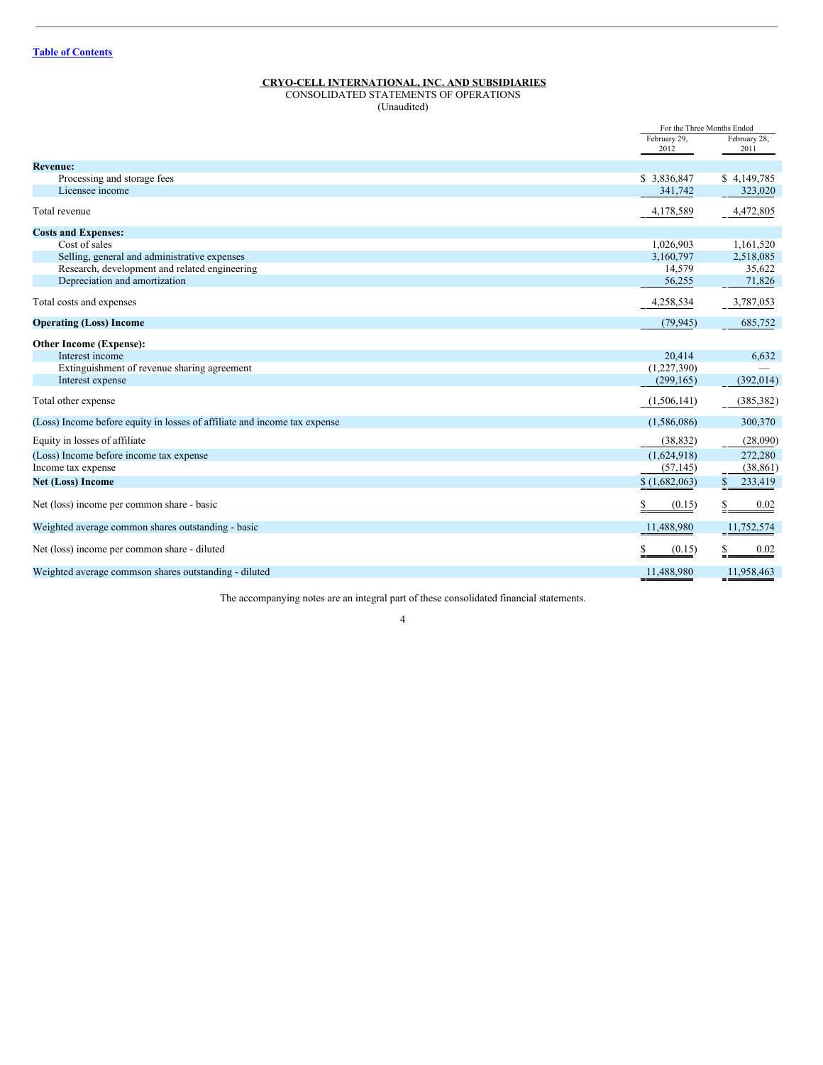Table of Contents

**CRYO-CELL INTERNATIONAL, INC. AND SUBSIDIARIES**
CONSOLIDATED STATEMENTS OF OPERATIONS
(Unaudited)

| | For the Three Months Ended | |
|---|---|---|
| | February 29, 2012 | February 28, 2011 |
| **Revenue:** | | |
| Processing and storage fees | $ 3,836,847 | $ 4,149,785 |
| Licensee income | 341,742 | 323,020 |
| Total revenue | 4,178,589 | 4,472,805 |
| **Costs and Expenses:** | | |
| Cost of sales | 1,026,903 | 1,161,520 |
| Selling, general and administrative expenses | 3,160,797 | 2,518,085 |
| Research, development and related engineering | 14,579 | 35,622 |
| Depreciation and amortization | 56,255 | 71,826 |
| Total costs and expenses | 4,258,534 | 3,787,053 |
| **Operating (Loss) Income** | (79,945) | 685,752 |
| **Other Income (Expense):** | | |
| Interest income | 20,414 | 6,632 |
| Extinguishment of revenue sharing agreement | (1,227,390) | — |
| Interest expense | (299,165) | (392,014) |
| Total other expense | (1,506,141) | (385,382) |
| (Loss) Income before equity in losses of affiliate and income tax expense | (1,586,086) | 300,370 |
| Equity in losses of affiliate | (38,832) | (28,090) |
| (Loss) Income before income tax expense | (1,624,918) | 272,280 |
| Income tax expense | (57,145) | (38,861) |
| **Net (Loss) Income** | $ (1,682,063) | $ 233,419 |
| Net (loss) income per common share - basic | $ (0.15) | $ 0.02 |
| Weighted average common shares outstanding - basic | 11,488,980 | 11,752,574 |
| Net (loss) income per common share - diluted | $ (0.15) | $ 0.02 |
| Weighted average commson shares outstanding - diluted | 11,488,980 | 11,958,463 |

The accompanying notes are an integral part of these consolidated financial statements.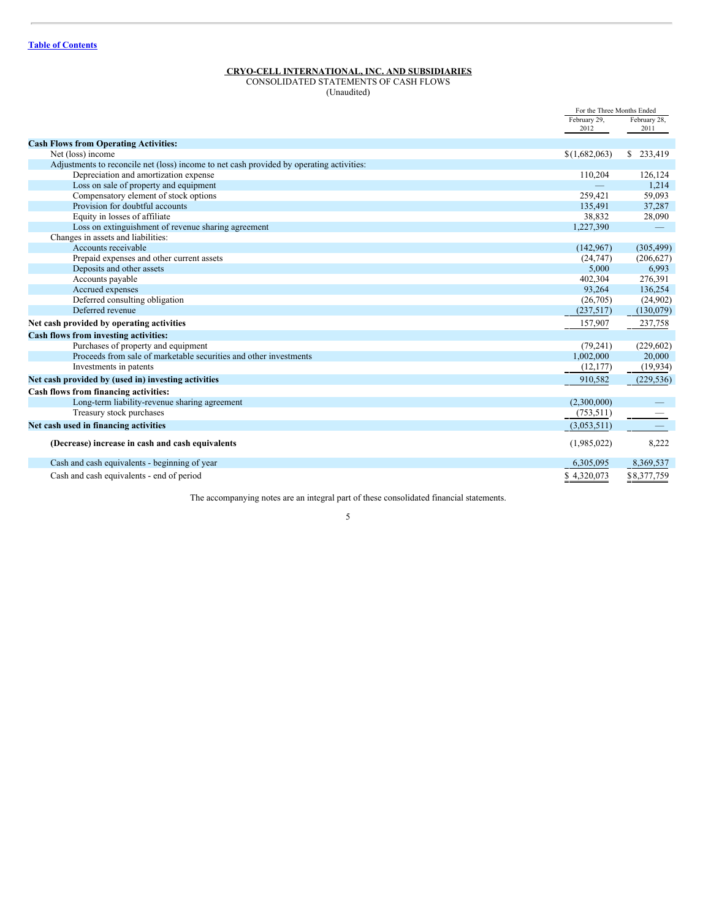[Table of Contents](#)

**CRYO-CELL INTERNATIONAL, INC. AND SUBSIDIARIES**

CONSOLIDATED STATEMENTS OF CASH FLOWS

(Unaudited)

| | For the Three Months Ended | |
|---|---|---|
| | February 29, 2012 | February 28, 2011 |
| **Cash Flows from Operating Activities:** | | |
| Net (loss) income | $(1,682,063) | $ 233,419 |
| Adjustments to reconcile net (loss) income to net cash provided by operating activities: | | |
| Depreciation and amortization expense | 110,204 | 126,124 |
| Loss on sale of property and equipment | — | 1,214 |
| Compensatory element of stock options | 259,421 | 59,093 |
| Provision for doubtful accounts | 135,491 | 37,287 |
| Equity in losses of affiliate | 38,832 | 28,090 |
| Loss on extinguishment of revenue sharing agreement | 1,227,390 | — |
| Changes in assets and liabilities: | | |
| Accounts receivable | (142,967) | (305,499) |
| Prepaid expenses and other current assets | (24,747) | (206,627) |
| Deposits and other assets | 5,000 | 6,993 |
| Accounts payable | 402,304 | 276,391 |
| Accrued expenses | 93,264 | 136,254 |
| Deferred consulting obligation | (26,705) | (24,902) |
| Deferred revenue | (237,517) | (130,079) |
| **Net cash provided by operating activities** | 157,907 | 237,758 |
| **Cash flows from investing activities:** | | |
| Purchases of property and equipment | (79,241) | (229,602) |
| Proceeds from sale of marketable securities and other investments | 1,002,000 | 20,000 |
| Investments in patents | (12,177) | (19,934) |
| **Net cash provided by (used in) investing activities** | 910,582 | (229,536) |
| **Cash flows from financing activities:** | | |
| Long-term liability-revenue sharing agreement | (2,300,000) | — |
| Treasury stock purchases | (753,511) | — |
| **Net cash used in financing activities** | (3,053,511) | — |
| **(Decrease) increase in cash and cash equivalents** | (1,985,022) | 8,222 |
| Cash and cash equivalents - beginning of year | 6,305,095 | 8,369,537 |
| Cash and cash equivalents - end of period | $ 4,320,073 | $8,377,759 |

The accompanying notes are an integral part of these consolidated financial statements.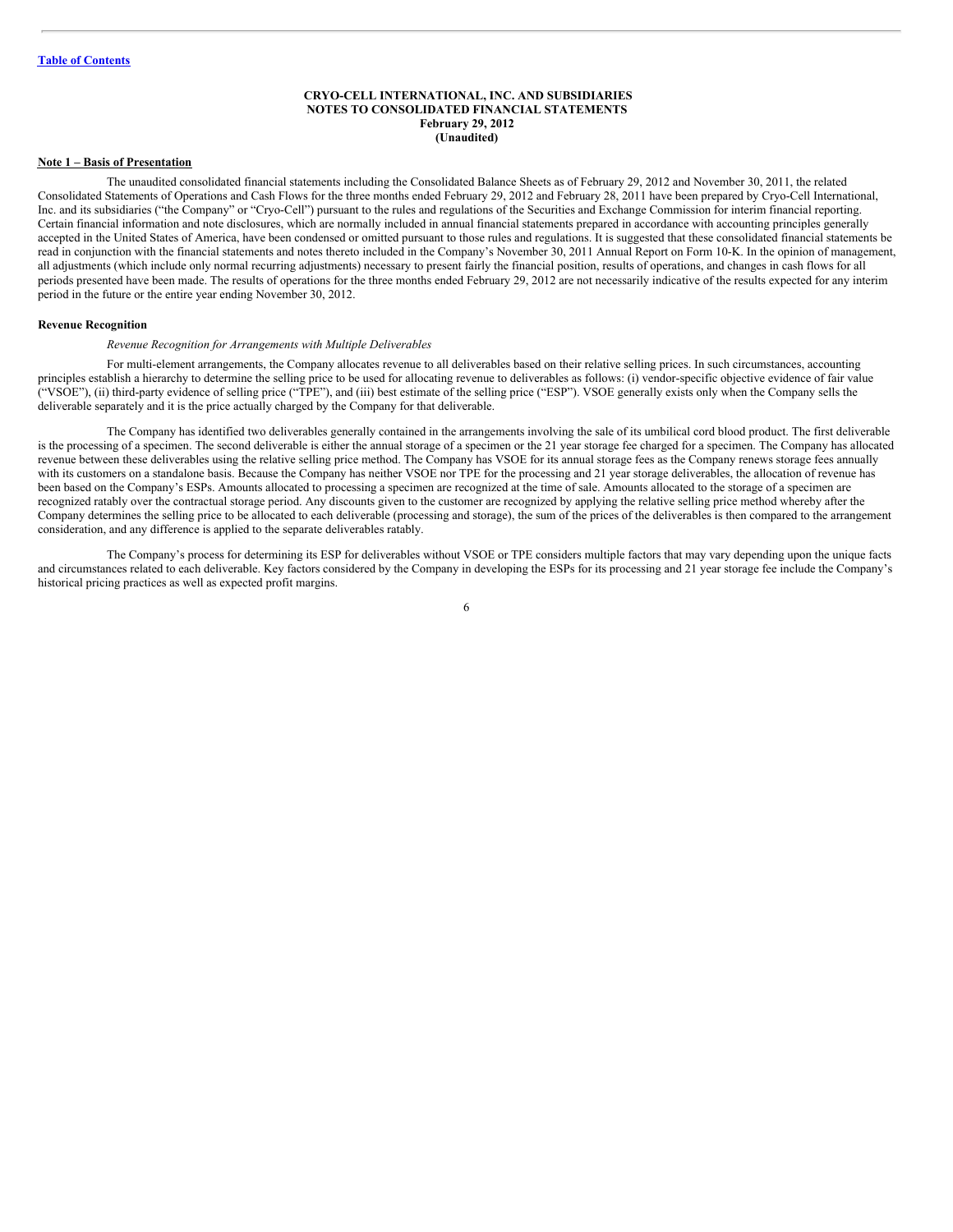**CRYO-CELL INTERNATIONAL, INC. AND SUBSIDIARIES**
**NOTES TO CONSOLIDATED FINANCIAL STATEMENTS**
**February 29, 2012**
**(Unaudited)**

**Note 1 – Basis of Presentation**

The unaudited consolidated financial statements including the Consolidated Balance Sheets as of February 29, 2012 and November 30, 2011, the related Consolidated Statements of Operations and Cash Flows for the three months ended February 29, 2012 and February 28, 2011 have been prepared by Cryo-Cell International, Inc. and its subsidiaries ("the Company" or "Cryo-Cell") pursuant to the rules and regulations of the Securities and Exchange Commission for interim financial reporting. Certain financial information and note disclosures, which are normally included in annual financial statements prepared in accordance with accounting principles generally accepted in the United States of America, have been condensed or omitted pursuant to those rules and regulations. It is suggested that these consolidated financial statements be read in conjunction with the financial statements and notes thereto included in the Company's November 30, 2011 Annual Report on Form 10-K. In the opinion of management, all adjustments (which include only normal recurring adjustments) necessary to present fairly the financial position, results of operations, and changes in cash flows for all periods presented have been made. The results of operations for the three months ended February 29, 2012 are not necessarily indicative of the results expected for any interim period in the future or the entire year ending November 30, 2012.

**Revenue Recognition**

*Revenue Recognition for Arrangements with Multiple Deliverables*

For multi-element arrangements, the Company allocates revenue to all deliverables based on their relative selling prices. In such circumstances, accounting principles establish a hierarchy to determine the selling price to be used for allocating revenue to deliverables as follows: (i) vendor-specific objective evidence of fair value ("VSOE"), (ii) third-party evidence of selling price ("TPE"), and (iii) best estimate of the selling price ("ESP"). VSOE generally exists only when the Company sells the deliverable separately and it is the price actually charged by the Company for that deliverable.

The Company has identified two deliverables generally contained in the arrangements involving the sale of its umbilical cord blood product. The first deliverable is the processing of a specimen. The second deliverable is either the annual storage of a specimen or the 21 year storage fee charged for a specimen. The Company has allocated revenue between these deliverables using the relative selling price method. The Company has VSOE for its annual storage fees as the Company renews storage fees annually with its customers on a standalone basis. Because the Company has neither VSOE nor TPE for the processing and 21 year storage deliverables, the allocation of revenue has been based on the Company's ESPs. Amounts allocated to processing a specimen are recognized at the time of sale. Amounts allocated to the storage of a specimen are recognized ratably over the contractual storage period. Any discounts given to the customer are recognized by applying the relative selling price method whereby after the Company determines the selling price to be allocated to each deliverable (processing and storage), the sum of the prices of the deliverables is then compared to the arrangement consideration, and any difference is applied to the separate deliverables ratably.

The Company's process for determining its ESP for deliverables without VSOE or TPE considers multiple factors that may vary depending upon the unique facts and circumstances related to each deliverable. Key factors considered by the Company in developing the ESPs for its processing and 21 year storage fee include the Company's historical pricing practices as well as expected profit margins.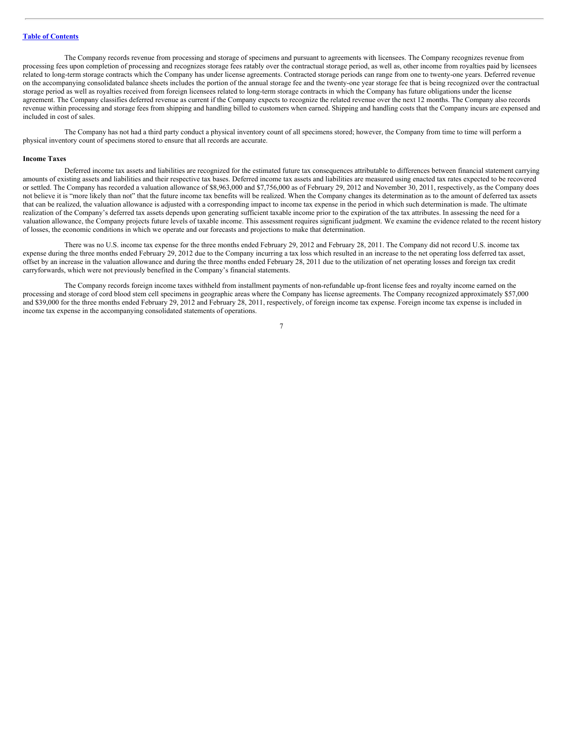The Company records revenue from processing and storage of specimens and pursuant to agreements with licensees. The Company recognizes revenue from processing fees upon completion of processing and recognizes storage fees ratably over the contractual storage period, as well as, other income from royalties paid by licensees related to long-term storage contracts which the Company has under license agreements. Contracted storage periods can range from one to twenty-one years. Deferred revenue on the accompanying consolidated balance sheets includes the portion of the annual storage fee and the twenty-one year storage fee that is being recognized over the contractual storage period as well as royalties received from foreign licensees related to long-term storage contracts in which the Company has future obligations under the license agreement. The Company classifies deferred revenue as current if the Company expects to recognize the related revenue over the next 12 months. The Company also records revenue within processing and storage fees from shipping and handling billed to customers when earned. Shipping and handling costs that the Company incurs are expensed and included in cost of sales.

The Company has not had a third party conduct a physical inventory count of all specimens stored; however, the Company from time to time will perform a physical inventory count of specimens stored to ensure that all records are accurate.

**Income Taxes**

Deferred income tax assets and liabilities are recognized for the estimated future tax consequences attributable to differences between financial statement carrying amounts of existing assets and liabilities and their respective tax bases. Deferred income tax assets and liabilities are measured using enacted tax rates expected to be recovered or settled. The Company has recorded a valuation allowance of $8,963,000 and $7,756,000 as of February 29, 2012 and November 30, 2011, respectively, as the Company does not believe it is "more likely than not" that the future income tax benefits will be realized. When the Company changes its determination as to the amount of deferred tax assets that can be realized, the valuation allowance is adjusted with a corresponding impact to income tax expense in the period in which such determination is made. The ultimate realization of the Company's deferred tax assets depends upon generating sufficient taxable income prior to the expiration of the tax attributes. In assessing the need for a valuation allowance, the Company projects future levels of taxable income. This assessment requires significant judgment. We examine the evidence related to the recent history of losses, the economic conditions in which we operate and our forecasts and projections to make that determination.

There was no U.S. income tax expense for the three months ended February 29, 2012 and February 28, 2011. The Company did not record U.S. income tax expense during the three months ended February 29, 2012 due to the Company incurring a tax loss which resulted in an increase to the net operating loss deferred tax asset, offset by an increase in the valuation allowance and during the three months ended February 28, 2011 due to the utilization of net operating losses and foreign tax credit carryforwards, which were not previously benefited in the Company's financial statements.

The Company records foreign income taxes withheld from installment payments of non-refundable up-front license fees and royalty income earned on the processing and storage of cord blood stem cell specimens in geographic areas where the Company has license agreements. The Company recognized approximately $57,000 and $39,000 for the three months ended February 29, 2012 and February 28, 2011, respectively, of foreign income tax expense. Foreign income tax expense is included in income tax expense in the accompanying consolidated statements of operations.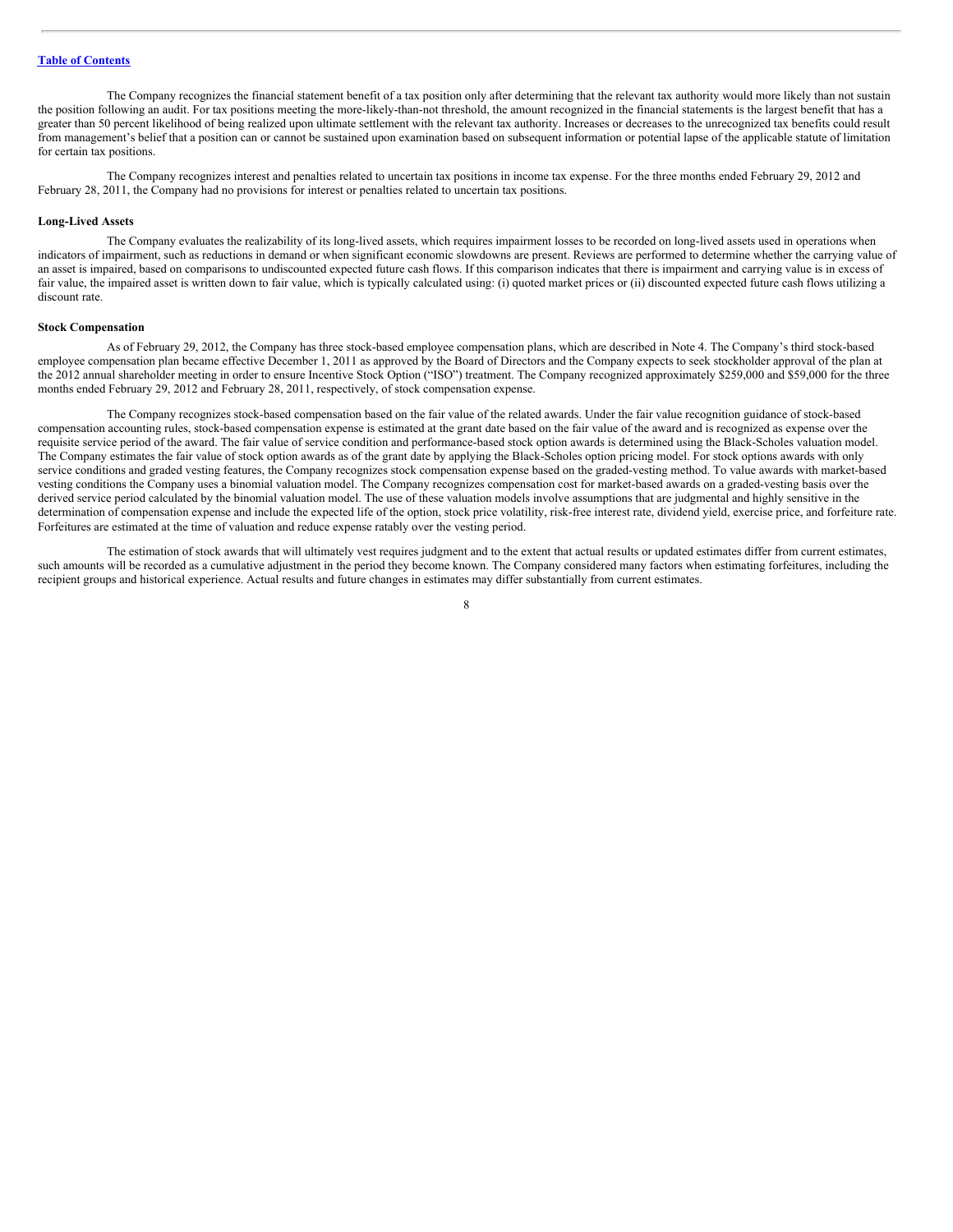The Company recognizes the financial statement benefit of a tax position only after determining that the relevant tax authority would more likely than not sustain the position following an audit. For tax positions meeting the more-likely-than-not threshold, the amount recognized in the financial statements is the largest benefit that has a greater than 50 percent likelihood of being realized upon ultimate settlement with the relevant tax authority. Increases or decreases to the unrecognized tax benefits could result from management's belief that a position can or cannot be sustained upon examination based on subsequent information or potential lapse of the applicable statute of limitation for certain tax positions.

The Company recognizes interest and penalties related to uncertain tax positions in income tax expense. For the three months ended February 29, 2012 and February 28, 2011, the Company had no provisions for interest or penalties related to uncertain tax positions.

**Long-Lived Assets**

The Company evaluates the realizability of its long-lived assets, which requires impairment losses to be recorded on long-lived assets used in operations when indicators of impairment, such as reductions in demand or when significant economic slowdowns are present. Reviews are performed to determine whether the carrying value of an asset is impaired, based on comparisons to undiscounted expected future cash flows. If this comparison indicates that there is impairment and carrying value is in excess of fair value, the impaired asset is written down to fair value, which is typically calculated using: (i) quoted market prices or (ii) discounted expected future cash flows utilizing a discount rate.

**Stock Compensation**

As of February 29, 2012, the Company has three stock-based employee compensation plans, which are described in Note 4. The Company's third stock-based employee compensation plan became effective December 1, 2011 as approved by the Board of Directors and the Company expects to seek stockholder approval of the plan at the 2012 annual shareholder meeting in order to ensure Incentive Stock Option ("ISO") treatment. The Company recognized approximately $259,000 and $59,000 for the three months ended February 29, 2012 and February 28, 2011, respectively, of stock compensation expense.

The Company recognizes stock-based compensation based on the fair value of the related awards. Under the fair value recognition guidance of stock-based compensation accounting rules, stock-based compensation expense is estimated at the grant date based on the fair value of the award and is recognized as expense over the requisite service period of the award. The fair value of service condition and performance-based stock option awards is determined using the Black-Scholes valuation model. The Company estimates the fair value of stock option awards as of the grant date by applying the Black-Scholes option pricing model. For stock options awards with only service conditions and graded vesting features, the Company recognizes stock compensation expense based on the graded-vesting method. To value awards with market-based vesting conditions the Company uses a binomial valuation model. The Company recognizes compensation cost for market-based awards on a graded-vesting basis over the derived service period calculated by the binomial valuation model. The use of these valuation models involve assumptions that are judgmental and highly sensitive in the determination of compensation expense and include the expected life of the option, stock price volatility, risk-free interest rate, dividend yield, exercise price, and forfeiture rate. Forfeitures are estimated at the time of valuation and reduce expense ratably over the vesting period.

The estimation of stock awards that will ultimately vest requires judgment and to the extent that actual results or updated estimates differ from current estimates, such amounts will be recorded as a cumulative adjustment in the period they become known. The Company considered many factors when estimating forfeitures, including the recipient groups and historical experience. Actual results and future changes in estimates may differ substantially from current estimates.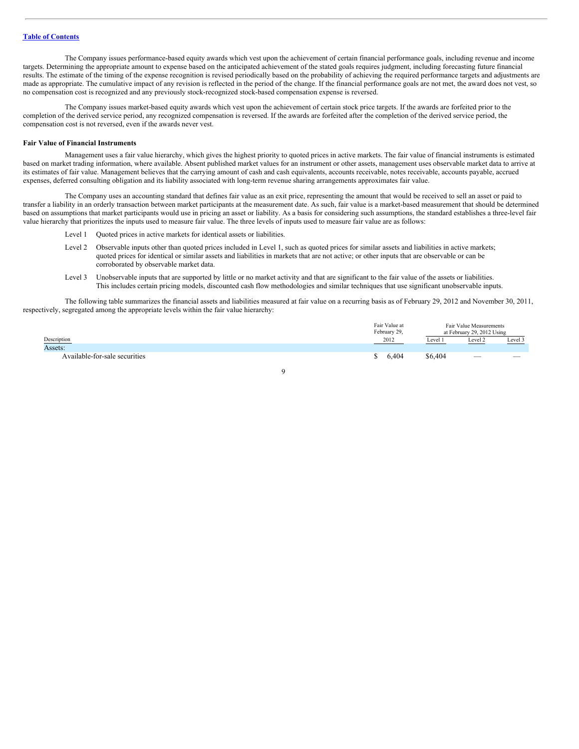The Company issues performance-based equity awards which vest upon the achievement of certain financial performance goals, including revenue and income targets. Determining the appropriate amount to expense based on the anticipated achievement of the stated goals requires judgment, including forecasting future financial results. The estimate of the timing of the expense recognition is revised periodically based on the probability of achieving the required performance targets and adjustments are made as appropriate. The cumulative impact of any revision is reflected in the period of the change. If the financial performance goals are not met, the award does not vest, so no compensation cost is recognized and any previously stock-recognized stock-based compensation expense is reversed.

The Company issues market-based equity awards which vest upon the achievement of certain stock price targets. If the awards are forfeited prior to the completion of the derived service period, any recognized compensation is reversed. If the awards are forfeited after the completion of the derived service period, the compensation cost is not reversed, even if the awards never vest.

**Fair Value of Financial Instruments**

Management uses a fair value hierarchy, which gives the highest priority to quoted prices in active markets. The fair value of financial instruments is estimated based on market trading information, where available. Absent published market values for an instrument or other assets, management uses observable market data to arrive at its estimates of fair value. Management believes that the carrying amount of cash and cash equivalents, accounts receivable, notes receivable, accounts payable, accrued expenses, deferred consulting obligation and its liability associated with long-term revenue sharing arrangements approximates fair value.

The Company uses an accounting standard that defines fair value as an exit price, representing the amount that would be received to sell an asset or paid to transfer a liability in an orderly transaction between market participants at the measurement date. As such, fair value is a market-based measurement that should be determined based on assumptions that market participants would use in pricing an asset or liability. As a basis for considering such assumptions, the standard establishes a three-level fair value hierarchy that prioritizes the inputs used to measure fair value. The three levels of inputs used to measure fair value are as follows:

- Level 1 Quoted prices in active markets for identical assets or liabilities.
- Level 2 Observable inputs other than quoted prices included in Level 1, such as quoted prices for similar assets and liabilities in active markets; quoted prices for identical or similar assets and liabilities in markets that are not active; or other inputs that are observable or can be corroborated by observable market data.
- Level 3 Unobservable inputs that are supported by little or no market activity and that are significant to the fair value of the assets or liabilities. This includes certain pricing models, discounted cash flow methodologies and similar techniques that use significant unobservable inputs.

The following table summarizes the financial assets and liabilities measured at fair value on a recurring basis as of February 29, 2012 and November 30, 2011, respectively, segregated among the appropriate levels within the fair value hierarchy:

| Description | Fair Value at February 29, 2012 | Fair Value Measurements at February 29, 2012 Using | | |
|---|---|---|---|---|
| | | Level 1 | Level 2 | Level 3 |
| Assets: | | | | |
| Available-for-sale securities | $ 6,404 | $6,404 | — | — |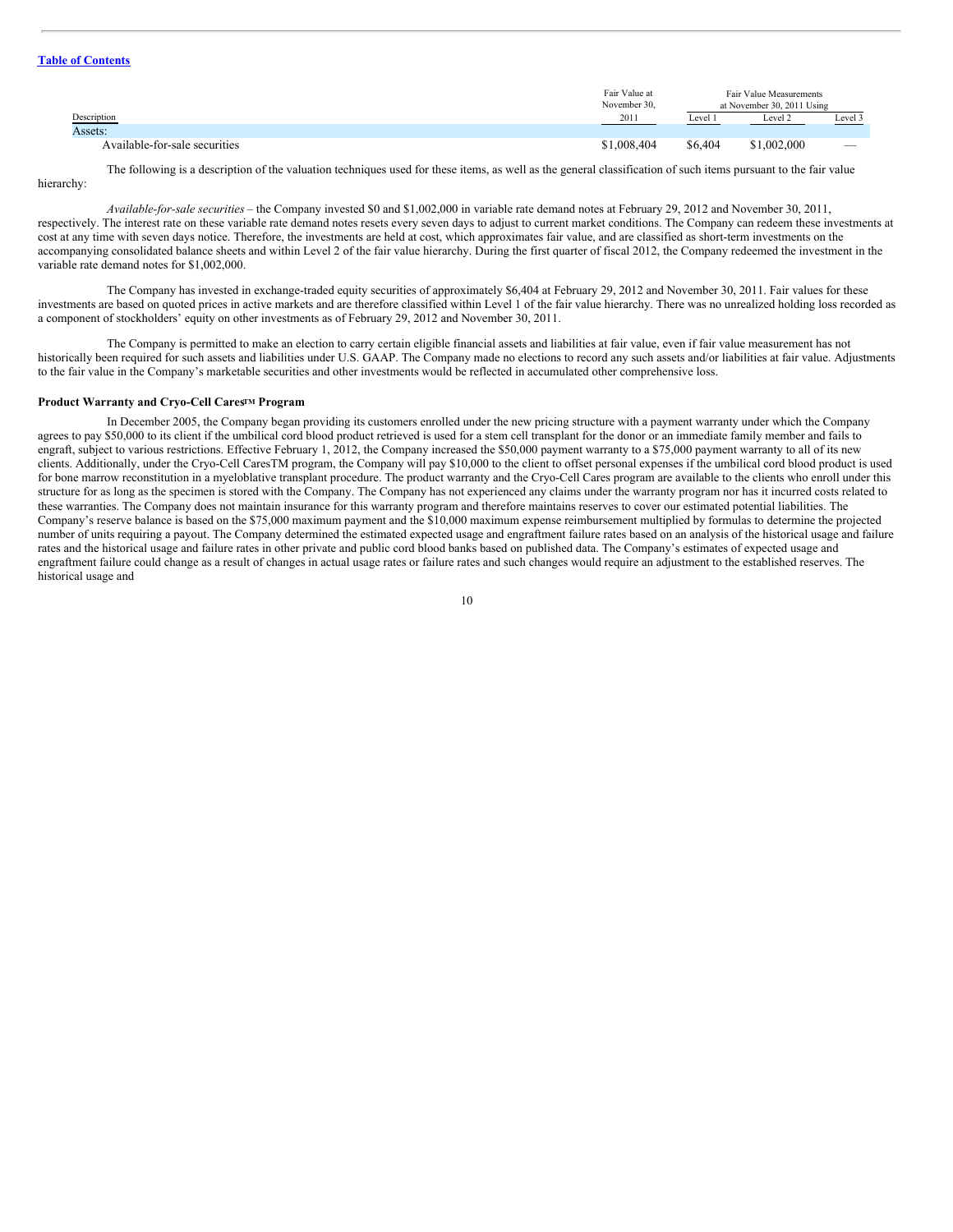[Table of Contents](#)

| Description | Fair Value at November 30, 2011 | Fair Value Measurements at November 30, 2011 Using | | |
|---|---|---|---|---|
| | | Level 1 | Level 2 | Level 3 |
| Assets: | | | | |
| Available-for-sale securities | $1,008,404 | $6,404 | $1,002,000 | — |

The following is a description of the valuation techniques used for these items, as well as the general classification of such items pursuant to the fair value hierarchy:

*Available-for-sale securities* – the Company invested $0 and $1,002,000 in variable rate demand notes at February 29, 2012 and November 30, 2011, respectively. The interest rate on these variable rate demand notes resets every seven days to adjust to current market conditions. The Company can redeem these investments at cost at any time with seven days notice. Therefore, the investments are held at cost, which approximates fair value, and are classified as short-term investments on the accompanying consolidated balance sheets and within Level 2 of the fair value hierarchy. During the first quarter of fiscal 2012, the Company redeemed the investment in the variable rate demand notes for $1,002,000.

The Company has invested in exchange-traded equity securities of approximately $6,404 at February 29, 2012 and November 30, 2011. Fair values for these investments are based on quoted prices in active markets and are therefore classified within Level 1 of the fair value hierarchy. There was no unrealized holding loss recorded as a component of stockholders' equity on other investments as of February 29, 2012 and November 30, 2011.

The Company is permitted to make an election to carry certain eligible financial assets and liabilities at fair value, even if fair value measurement has not historically been required for such assets and liabilities under U.S. GAAP. The Company made no elections to record any such assets and/or liabilities at fair value. Adjustments to the fair value in the Company's marketable securities and other investments would be reflected in accumulated other comprehensive loss.

**Product Warranty and Cryo-Cell Cares™ Program**

In December 2005, the Company began providing its customers enrolled under the new pricing structure with a payment warranty under which the Company agrees to pay $50,000 to its client if the umbilical cord blood product retrieved is used for a stem cell transplant for the donor or an immediate family member and fails to engraft, subject to various restrictions. Effective February 1, 2012, the Company increased the $50,000 payment warranty to a $75,000 payment warranty to all of its new clients. Additionally, under the Cryo-Cell CaresTM program, the Company will pay $10,000 to the client to offset personal expenses if the umbilical cord blood product is used for bone marrow reconstitution in a myeloblative transplant procedure. The product warranty and the Cryo-Cell Cares program are available to the clients who enroll under this structure for as long as the specimen is stored with the Company. The Company has not experienced any claims under the warranty program nor has it incurred costs related to these warranties. The Company does not maintain insurance for this warranty program and therefore maintains reserves to cover our estimated potential liabilities. The Company's reserve balance is based on the $75,000 maximum payment and the $10,000 maximum expense reimbursement multiplied by formulas to determine the projected number of units requiring a payout. The Company determined the estimated expected usage and engraftment failure rates based on an analysis of the historical usage and failure rates and the historical usage and failure rates in other private and public cord blood banks based on published data. The Company's estimates of expected usage and engraftment failure could change as a result of changes in actual usage rates or failure rates and such changes would require an adjustment to the established reserves. The historical usage and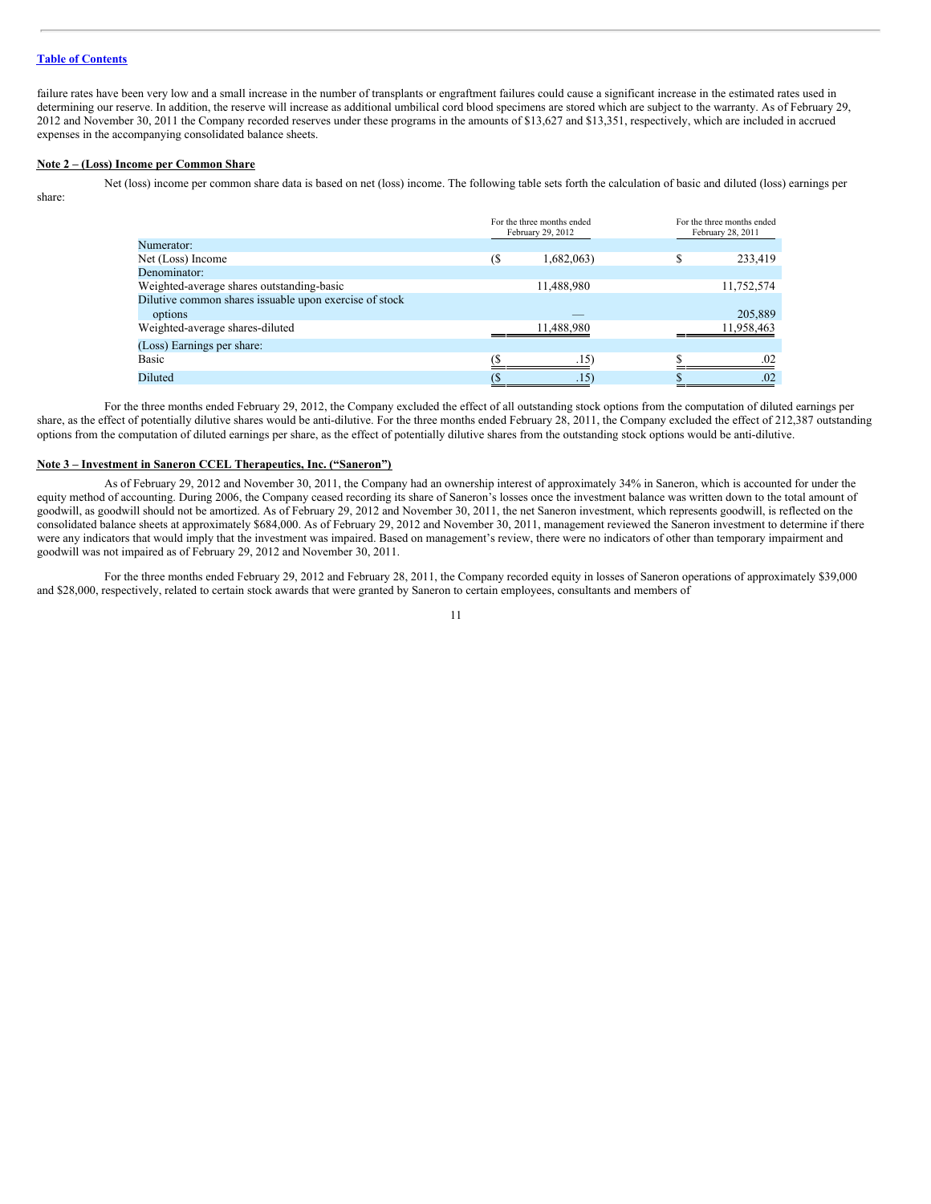failure rates have been very low and a small increase in the number of transplants or engraftment failures could cause a significant increase in the estimated rates used in determining our reserve. In addition, the reserve will increase as additional umbilical cord blood specimens are stored which are subject to the warranty. As of February 29, 2012 and November 30, 2011 the Company recorded reserves under these programs in the amounts of $13,627 and $13,351, respectively, which are included in accrued expenses in the accompanying consolidated balance sheets.

**Note 2 – (Loss) Income per Common Share**

Net (loss) income per common share data is based on net (loss) income. The following table sets forth the calculation of basic and diluted (loss) earnings per share:

| | For the three months ended February 29, 2012 | For the three months ended February 28, 2011 |
|---|---|---|
| Numerator: | | |
| Net (Loss) Income | ($ 1,682,063) | $ 233,419 |
| Denominator: | | |
| Weighted-average shares outstanding-basic | 11,488,980 | 11,752,574 |
| Dilutive common shares issuable upon exercise of stock options | — | 205,889 |
| Weighted-average shares-diluted | 11,488,980 | 11,958,463 |
| (Loss) Earnings per share: | | |
| Basic | ($ .15) | $ .02 |
| Diluted | ($ .15) | $ .02 |

For the three months ended February 29, 2012, the Company excluded the effect of all outstanding stock options from the computation of diluted earnings per share, as the effect of potentially dilutive shares would be anti-dilutive. For the three months ended February 28, 2011, the Company excluded the effect of 212,387 outstanding options from the computation of diluted earnings per share, as the effect of potentially dilutive shares from the outstanding stock options would be anti-dilutive.

**Note 3 – Investment in Saneron CCEL Therapeutics, Inc. ("Saneron")**

As of February 29, 2012 and November 30, 2011, the Company had an ownership interest of approximately 34% in Saneron, which is accounted for under the equity method of accounting. During 2006, the Company ceased recording its share of Saneron's losses once the investment balance was written down to the total amount of goodwill, as goodwill should not be amortized. As of February 29, 2012 and November 30, 2011, the net Saneron investment, which represents goodwill, is reflected on the consolidated balance sheets at approximately $684,000. As of February 29, 2012 and November 30, 2011, management reviewed the Saneron investment to determine if there were any indicators that would imply that the investment was impaired. Based on management's review, there were no indicators of other than temporary impairment and goodwill was not impaired as of February 29, 2012 and November 30, 2011.

For the three months ended February 29, 2012 and February 28, 2011, the Company recorded equity in losses of Saneron operations of approximately $39,000 and $28,000, respectively, related to certain stock awards that were granted by Saneron to certain employees, consultants and members of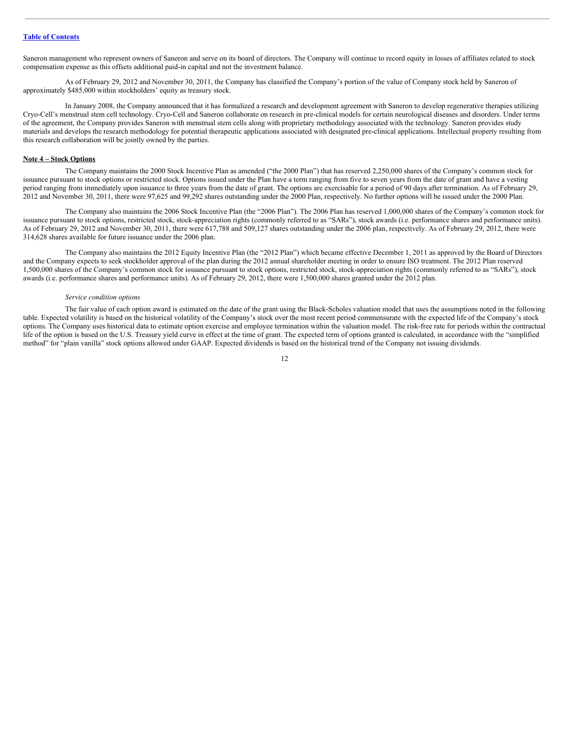Saneron management who represent owners of Saneron and serve on its board of directors. The Company will continue to record equity in losses of affiliates related to stock compensation expense as this offsets additional paid-in capital and not the investment balance.

As of February 29, 2012 and November 30, 2011, the Company has classified the Company's portion of the value of Company stock held by Saneron of approximately $485,000 within stockholders' equity as treasury stock.

In January 2008, the Company announced that it has formalized a research and development agreement with Saneron to develop regenerative therapies utilizing Cryo-Cell's menstrual stem cell technology. Cryo-Cell and Saneron collaborate on research in pre-clinical models for certain neurological diseases and disorders. Under terms of the agreement, the Company provides Saneron with menstrual stem cells along with proprietary methodology associated with the technology. Saneron provides study materials and develops the research methodology for potential therapeutic applications associated with designated pre-clinical applications. Intellectual property resulting from this research collaboration will be jointly owned by the parties.

**Note 4 – Stock Options**

The Company maintains the 2000 Stock Incentive Plan as amended ("the 2000 Plan") that has reserved 2,250,000 shares of the Company's common stock for issuance pursuant to stock options or restricted stock. Options issued under the Plan have a term ranging from five to seven years from the date of grant and have a vesting period ranging from immediately upon issuance to three years from the date of grant. The options are exercisable for a period of 90 days after termination. As of February 29, 2012 and November 30, 2011, there were 97,625 and 99,292 shares outstanding under the 2000 Plan, respectively. No further options will be issued under the 2000 Plan.

The Company also maintains the 2006 Stock Incentive Plan (the "2006 Plan"). The 2006 Plan has reserved 1,000,000 shares of the Company's common stock for issuance pursuant to stock options, restricted stock, stock-appreciation rights (commonly referred to as "SARs"), stock awards (i.e. performance shares and performance units). As of February 29, 2012 and November 30, 2011, there were 617,788 and 509,127 shares outstanding under the 2006 plan, respectively. As of February 29, 2012, there were 314,628 shares available for future issuance under the 2006 plan.

The Company also maintains the 2012 Equity Incentive Plan (the "2012 Plan") which became effective December 1, 2011 as approved by the Board of Directors and the Company expects to seek stockholder approval of the plan during the 2012 annual shareholder meeting in order to ensure ISO treatment. The 2012 Plan reserved 1,500,000 shares of the Company's common stock for issuance pursuant to stock options, restricted stock, stock-appreciation rights (commonly referred to as "SARs"), stock awards (i.e. performance shares and performance units). As of February 29, 2012, there were 1,500,000 shares granted under the 2012 plan.

*Service condition options*

The fair value of each option award is estimated on the date of the grant using the Black-Scholes valuation model that uses the assumptions noted in the following table. Expected volatility is based on the historical volatility of the Company's stock over the most recent period commensurate with the expected life of the Company's stock options. The Company uses historical data to estimate option exercise and employee termination within the valuation model. The risk-free rate for periods within the contractual life of the option is based on the U.S. Treasury yield curve in effect at the time of grant. The expected term of options granted is calculated, in accordance with the "simplified method" for "plain vanilla" stock options allowed under GAAP. Expected dividends is based on the historical trend of the Company not issuing dividends.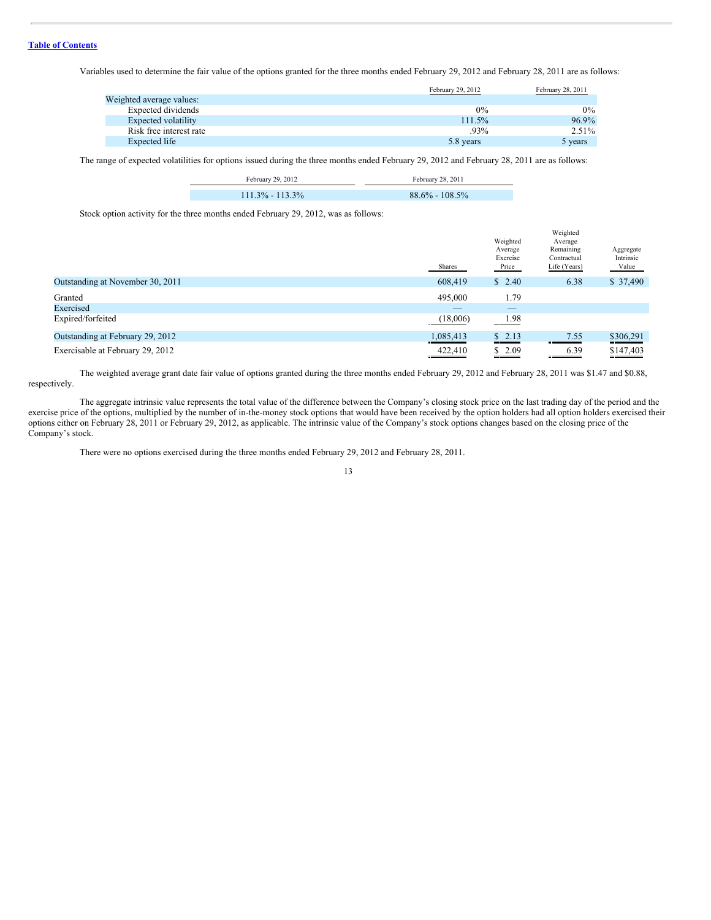Variables used to determine the fair value of the options granted for the three months ended February 29, 2012 and February 28, 2011 are as follows:

| | February 29, 2012 | February 28, 2011 |
|---|---|---|
| Weighted average values: | | |
| Expected dividends | 0% | 0% |
| Expected volatility | 111.5% | 96.9% |
| Risk free interest rate | .93% | 2.51% |
| Expected life | 5.8 years | 5 years |

The range of expected volatilities for options issued during the three months ended February 29, 2012 and February 28, 2011 are as follows:

| February 29, 2012 | February 28, 2011 |
|---|---|
| 111.3% - 113.3% | 88.6% - 108.5% |

Stock option activity for the three months ended February 29, 2012, was as follows:

| | Shares | Weighted Average Exercise Price | Weighted Average Remaining Contractual Life (Years) | Aggregate Intrinsic Value |
|---|---|---|---|---|
| Outstanding at November 30, 2011 | 608,419 | $ 2.40 | 6.38 | $ 37,490 |
| Granted | 495,000 | 1.79 | | |
| Exercised | — | — | | |
| Expired/forfeited | (18,006) | 1.98 | | |
| Outstanding at February 29, 2012 | 1,085,413 | $ 2.13 | 7.55 | $306,291 |
| Exercisable at February 29, 2012 | 422,410 | $ 2.09 | 6.39 | $147,403 |

The weighted average grant date fair value of options granted during the three months ended February 29, 2012 and February 28, 2011 was $1.47 and $0.88, respectively.

The aggregate intrinsic value represents the total value of the difference between the Company's closing stock price on the last trading day of the period and the exercise price of the options, multiplied by the number of in-the-money stock options that would have been received by the option holders had all option holders exercised their options either on February 28, 2011 or February 29, 2012, as applicable. The intrinsic value of the Company's stock options changes based on the closing price of the Company's stock.

There were no options exercised during the three months ended February 29, 2012 and February 28, 2011.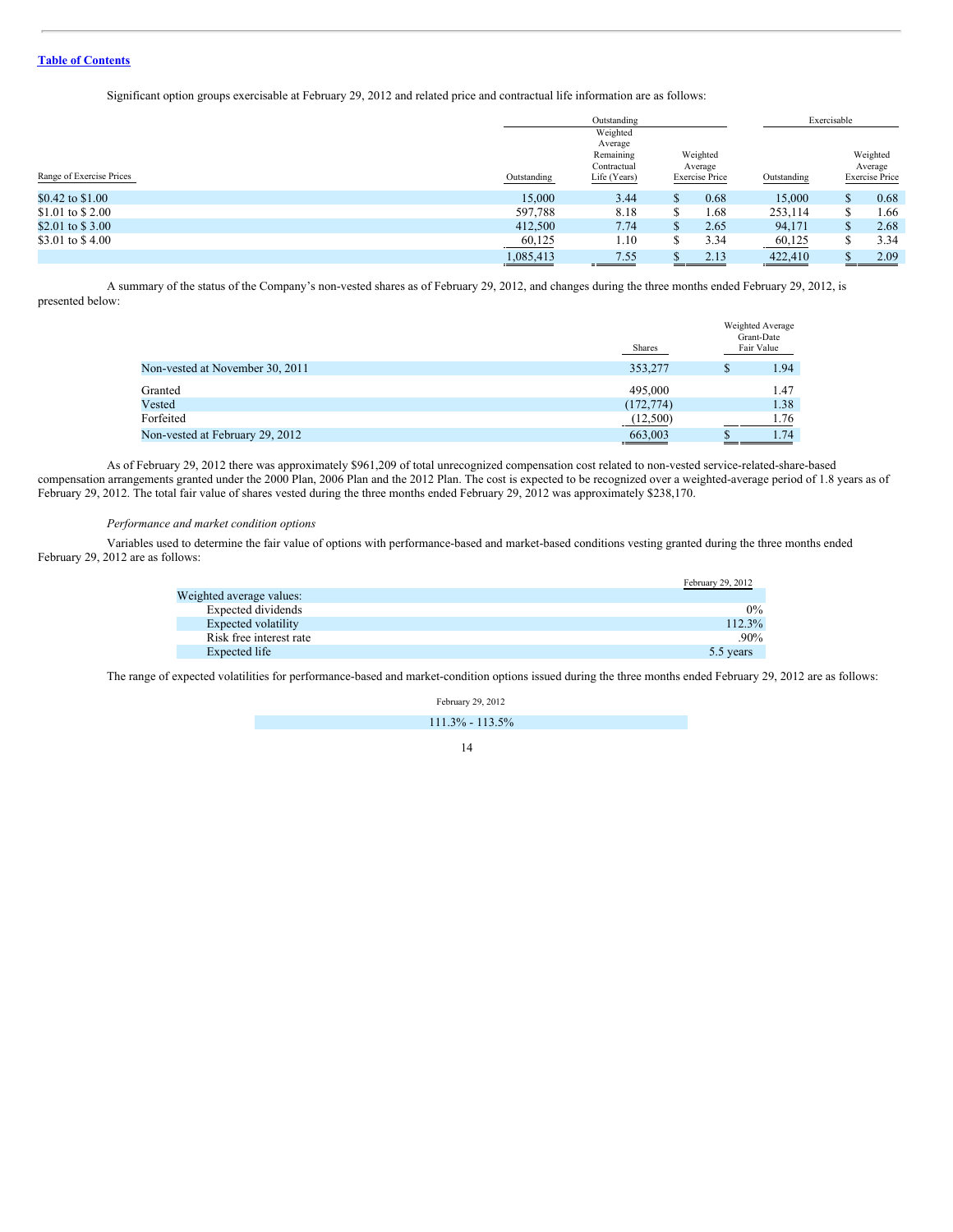[Table of Contents](#)

Significant option groups exercisable at February 29, 2012 and related price and contractual life information are as follows:

| Range of Exercise Prices | Outstanding | | | Exercisable | |
|---|---|---|---|---|---|
| | Outstanding | Weighted Average Remaining Contractual Life (Years) | Weighted Average Exercise Price | Outstanding | Weighted Average Exercise Price |
| $0.42 to $1.00 | 15,000 | 3.44 | $ 0.68 | 15,000 | $ 0.68 |
| $1.01 to $ 2.00 | 597,788 | 8.18 | $ 1.68 | 253,114 | $ 1.66 |
| $2.01 to $ 3.00 | 412,500 | 7.74 | $ 2.65 | 94,171 | $ 2.68 |
| $3.01 to $ 4.00 | 60,125 | 1.10 | $ 3.34 | 60,125 | $ 3.34 |
| | 1,085,413 | 7.55 | $ 2.13 | 422,410 | $ 2.09 |

A summary of the status of the Company's non-vested shares as of February 29, 2012, and changes during the three months ended February 29, 2012, is presented below:

| | Shares | Weighted Average Grant-Date Fair Value |
|---|---|---|
| Non-vested at November 30, 2011 | 353,277 | $ 1.94 |
| Granted | 495,000 | 1.47 |
| Vested | (172,774) | 1.38 |
| Forfeited | (12,500) | 1.76 |
| Non-vested at February 29, 2012 | 663,003 | $ 1.74 |

As of February 29, 2012 there was approximately $961,209 of total unrecognized compensation cost related to non-vested service-related-share-based compensation arrangements granted under the 2000 Plan, 2006 Plan and the 2012 Plan. The cost is expected to be recognized over a weighted-average period of 1.8 years as of February 29, 2012. The total fair value of shares vested during the three months ended February 29, 2012 was approximately $238,170.

*Performance and market condition options*

Variables used to determine the fair value of options with performance-based and market-based conditions vesting granted during the three months ended February 29, 2012 are as follows:

| | February 29, 2012 |
|---|---|
| Weighted average values: | |
| Expected dividends | 0% |
| Expected volatility | 112.3% |
| Risk free interest rate | .90% |
| Expected life | 5.5 years |

The range of expected volatilities for performance-based and market-condition options issued during the three months ended February 29, 2012 are as follows:

| February 29, 2012 |
|---|
| 111.3% - 113.5% |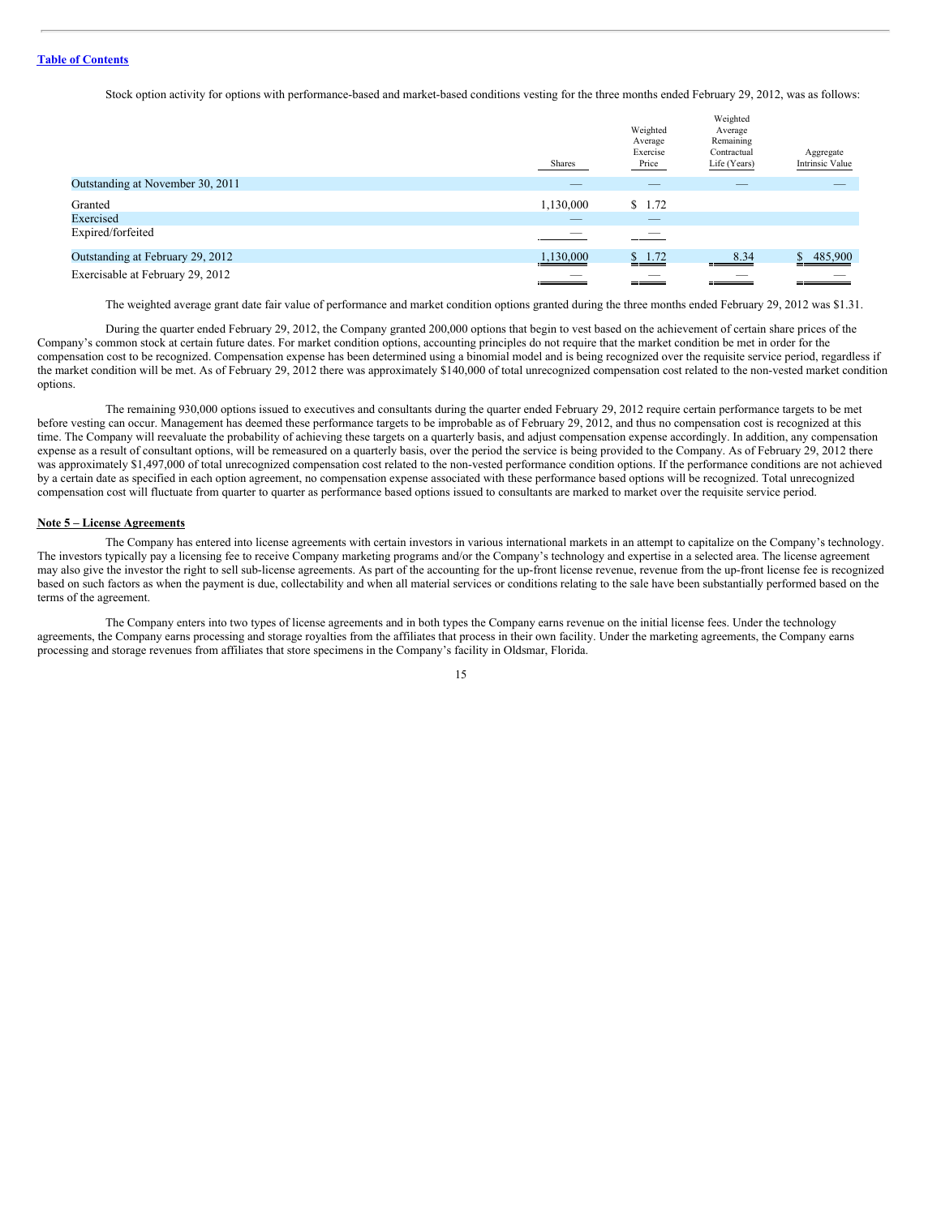Stock option activity for options with performance-based and market-based conditions vesting for the three months ended February 29, 2012, was as follows:

| | Shares | Weighted Average Exercise Price | Weighted Average Remaining Contractual Life (Years) | Aggregate Intrinsic Value |
|---|---|---|---|---|
| Outstanding at November 30, 2011 | — | — | — | — |
| Granted | 1,130,000 | $ 1.72 | | |
| Exercised | — | — | | |
| Expired/forfeited | — | — | | |
| Outstanding at February 29, 2012 | 1,130,000 | $ 1.72 | 8.34 | $ 485,900 |
| Exercisable at February 29, 2012 | — | — | — | — |

The weighted average grant date fair value of performance and market condition options granted during the three months ended February 29, 2012 was $1.31.

During the quarter ended February 29, 2012, the Company granted 200,000 options that begin to vest based on the achievement of certain share prices of the Company's common stock at certain future dates. For market condition options, accounting principles do not require that the market condition be met in order for the compensation cost to be recognized. Compensation expense has been determined using a binomial model and is being recognized over the requisite service period, regardless if the market condition will be met. As of February 29, 2012 there was approximately $140,000 of total unrecognized compensation cost related to the non-vested market condition options.

The remaining 930,000 options issued to executives and consultants during the quarter ended February 29, 2012 require certain performance targets to be met before vesting can occur. Management has deemed these performance targets to be improbable as of February 29, 2012, and thus no compensation cost is recognized at this time. The Company will reevaluate the probability of achieving these targets on a quarterly basis, and adjust compensation expense accordingly. In addition, any compensation expense as a result of consultant options, will be remeasured on a quarterly basis, over the period the service is being provided to the Company. As of February 29, 2012 there was approximately $1,497,000 of total unrecognized compensation cost related to the non-vested performance condition options. If the performance conditions are not achieved by a certain date as specified in each option agreement, no compensation expense associated with these performance based options will be recognized. Total unrecognized compensation cost will fluctuate from quarter to quarter as performance based options issued to consultants are marked to market over the requisite service period.

## Note 5 – License Agreements

The Company has entered into license agreements with certain investors in various international markets in an attempt to capitalize on the Company's technology. The investors typically pay a licensing fee to receive Company marketing programs and/or the Company's technology and expertise in a selected area. The license agreement may also give the investor the right to sell sub-license agreements. As part of the accounting for the up-front license revenue, revenue from the up-front license fee is recognized based on such factors as when the payment is due, collectability and when all material services or conditions relating to the sale have been substantially performed based on the terms of the agreement.

The Company enters into two types of license agreements and in both types the Company earns revenue on the initial license fees. Under the technology agreements, the Company earns processing and storage royalties from the affiliates that process in their own facility. Under the marketing agreements, the Company earns processing and storage revenues from affiliates that store specimens in the Company's facility in Oldsmar, Florida.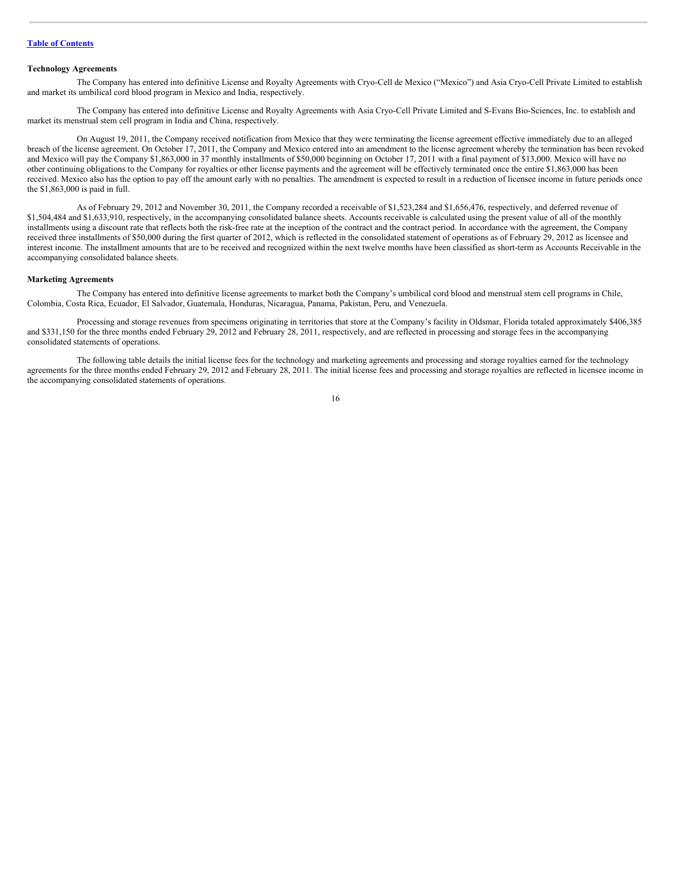### Technology Agreements

The Company has entered into definitive License and Royalty Agreements with Cryo-Cell de Mexico ("Mexico") and Asia Cryo-Cell Private Limited to establish and market its umbilical cord blood program in Mexico and India, respectively.

The Company has entered into definitive License and Royalty Agreements with Asia Cryo-Cell Private Limited and S-Evans Bio-Sciences, Inc. to establish and market its menstrual stem cell program in India and China, respectively.

On August 19, 2011, the Company received notification from Mexico that they were terminating the license agreement effective immediately due to an alleged breach of the license agreement. On October 17, 2011, the Company and Mexico entered into an amendment to the license agreement whereby the termination has been revoked and Mexico will pay the Company $1,863,000 in 37 monthly installments of $50,000 beginning on October 17, 2011 with a final payment of $13,000. Mexico will have no other continuing obligations to the Company for royalties or other license payments and the agreement will be effectively terminated once the entire $1,863,000 has been received. Mexico also has the option to pay off the amount early with no penalties. The amendment is expected to result in a reduction of licensee income in future periods once the $1,863,000 is paid in full.

As of February 29, 2012 and November 30, 2011, the Company recorded a receivable of $1,523,284 and $1,656,476, respectively, and deferred revenue of $1,504,484 and $1,633,910, respectively, in the accompanying consolidated balance sheets. Accounts receivable is calculated using the present value of all of the monthly installments using a discount rate that reflects both the risk-free rate at the inception of the contract and the contract period. In accordance with the agreement, the Company received three installments of $50,000 during the first quarter of 2012, which is reflected in the consolidated statement of operations as of February 29, 2012 as licensee and interest income. The installment amounts that are to be received and recognized within the next twelve months have been classified as short-term as Accounts Receivable in the accompanying consolidated balance sheets.

### Marketing Agreements

The Company has entered into definitive license agreements to market both the Company's umbilical cord blood and menstrual stem cell programs in Chile, Colombia, Costa Rica, Ecuador, El Salvador, Guatemala, Honduras, Nicaragua, Panama, Pakistan, Peru, and Venezuela.

Processing and storage revenues from specimens originating in territories that store at the Company's facility in Oldsmar, Florida totaled approximately $406,385 and $331,150 for the three months ended February 29, 2012 and February 28, 2011, respectively, and are reflected in processing and storage fees in the accompanying consolidated statements of operations.

The following table details the initial license fees for the technology and marketing agreements and processing and storage royalties earned for the technology agreements for the three months ended February 29, 2012 and February 28, 2011. The initial license fees and processing and storage royalties are reflected in licensee income in the accompanying consolidated statements of operations.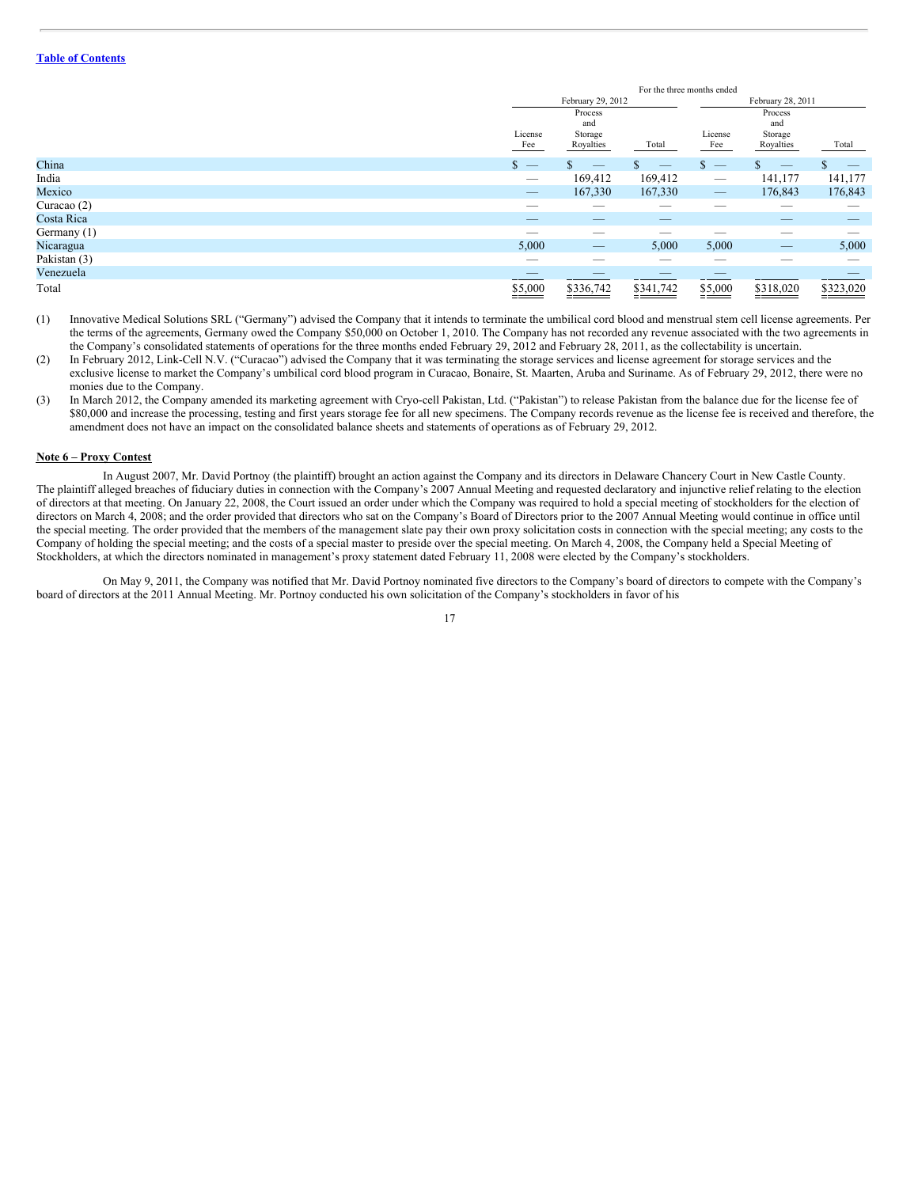[Table of Contents](#)

| | For the three months ended | | | | | |
|---|---|---|---|---|---|---|
| | February 29, 2012 | | | February 28, 2011 | | |
| | License Fee | Process and Storage Royalties | Total | License Fee | Process and Storage Royalties | Total |
| China | $ — | $ — | $ — | $ — | $ — | $ — |
| India | — | 169,412 | 169,412 | — | 141,177 | 141,177 |
| Mexico | — | 167,330 | 167,330 | — | 176,843 | 176,843 |
| Curacao (2) | — | — | — | — | — | — |
| Costa Rica | — | — | — | — | — | — |
| Germany (1) | — | — | — | — | — | — |
| Nicaragua | 5,000 | — | 5,000 | 5,000 | — | 5,000 |
| Pakistan (3) | — | — | — | — | — | — |
| Venezuela | — | — | — | — | — | — |
| Total | $5,000 | $336,742 | $341,742 | $5,000 | $318,020 | $323,020 |

(1) Innovative Medical Solutions SRL ("Germany") advised the Company that it intends to terminate the umbilical cord blood and menstrual stem cell license agreements. Per the terms of the agreements, Germany owed the Company $50,000 on October 1, 2010. The Company has not recorded any revenue associated with the two agreements in the Company's consolidated statements of operations for the three months ended February 29, 2012 and February 28, 2011, as the collectability is uncertain.

(2) In February 2012, Link-Cell N.V. ("Curacao") advised the Company that it was terminating the storage services and license agreement for storage services and the exclusive license to market the Company's umbilical cord blood program in Curacao, Bonaire, St. Maarten, Aruba and Suriname. As of February 29, 2012, there were no monies due to the Company.

(3) In March 2012, the Company amended its marketing agreement with Cryo-cell Pakistan, Ltd. ("Pakistan") to release Pakistan from the balance due for the license fee of $80,000 and increase the processing, testing and first years storage fee for all new specimens. The Company records revenue as the license fee is received and therefore, the amendment does not have an impact on the consolidated balance sheets and statements of operations as of February 29, 2012.

**Note 6 – Proxy Contest**

In August 2007, Mr. David Portnoy (the plaintiff) brought an action against the Company and its directors in Delaware Chancery Court in New Castle County. The plaintiff alleged breaches of fiduciary duties in connection with the Company's 2007 Annual Meeting and requested declaratory and injunctive relief relating to the election of directors at that meeting. On January 22, 2008, the Court issued an order under which the Company was required to hold a special meeting of stockholders for the election of directors on March 4, 2008; and the order provided that directors who sat on the Company's Board of Directors prior to the 2007 Annual Meeting would continue in office until the special meeting. The order provided that the members of the management slate pay their own proxy solicitation costs in connection with the special meeting; any costs to the Company of holding the special meeting; and the costs of a special master to preside over the special meeting. On March 4, 2008, the Company held a Special Meeting of Stockholders, at which the directors nominated in management's proxy statement dated February 11, 2008 were elected by the Company's stockholders.

On May 9, 2011, the Company was notified that Mr. David Portnoy nominated five directors to the Company's board of directors to compete with the Company's board of directors at the 2011 Annual Meeting. Mr. Portnoy conducted his own solicitation of the Company's stockholders in favor of his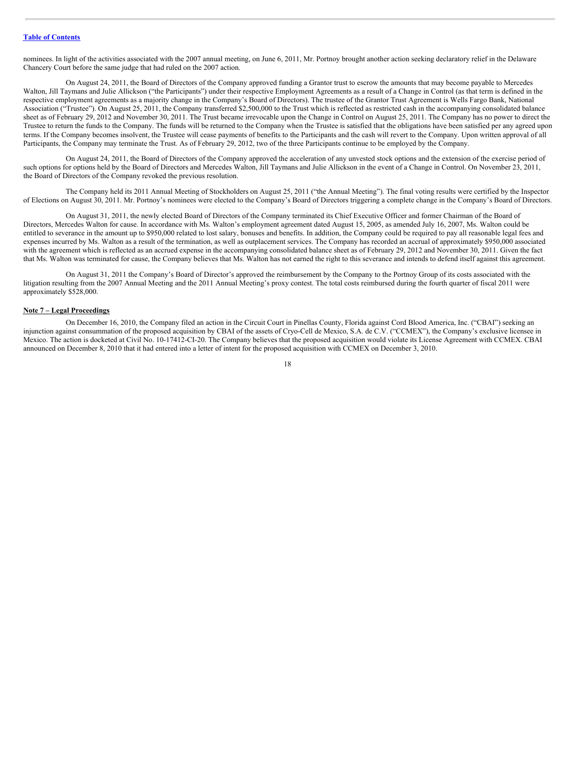nominees. In light of the activities associated with the 2007 annual meeting, on June 6, 2011, Mr. Portnoy brought another action seeking declaratory relief in the Delaware Chancery Court before the same judge that had ruled on the 2007 action.

On August 24, 2011, the Board of Directors of the Company approved funding a Grantor trust to escrow the amounts that may become payable to Mercedes Walton, Jill Taymans and Julie Allickson ("the Participants") under their respective Employment Agreements as a result of a Change in Control (as that term is defined in the respective employment agreements as a majority change in the Company's Board of Directors). The trustee of the Grantor Trust Agreement is Wells Fargo Bank, National Association ("Trustee"). On August 25, 2011, the Company transferred $2,500,000 to the Trust which is reflected as restricted cash in the accompanying consolidated balance sheet as of February 29, 2012 and November 30, 2011. The Trust became irrevocable upon the Change in Control on August 25, 2011. The Company has no power to direct the Trustee to return the funds to the Company. The funds will be returned to the Company when the Trustee is satisfied that the obligations have been satisfied per any agreed upon terms. If the Company becomes insolvent, the Trustee will cease payments of benefits to the Participants and the cash will revert to the Company. Upon written approval of all Participants, the Company may terminate the Trust. As of February 29, 2012, two of the three Participants continue to be employed by the Company.

On August 24, 2011, the Board of Directors of the Company approved the acceleration of any unvested stock options and the extension of the exercise period of such options for options held by the Board of Directors and Mercedes Walton, Jill Taymans and Julie Allickson in the event of a Change in Control. On November 23, 2011, the Board of Directors of the Company revoked the previous resolution.

The Company held its 2011 Annual Meeting of Stockholders on August 25, 2011 ("the Annual Meeting"). The final voting results were certified by the Inspector of Elections on August 30, 2011. Mr. Portnoy's nominees were elected to the Company's Board of Directors triggering a complete change in the Company's Board of Directors.

On August 31, 2011, the newly elected Board of Directors of the Company terminated its Chief Executive Officer and former Chairman of the Board of Directors, Mercedes Walton for cause. In accordance with Ms. Walton's employment agreement dated August 15, 2005, as amended July 16, 2007, Ms. Walton could be entitled to severance in the amount up to $950,000 related to lost salary, bonuses and benefits. In addition, the Company could be required to pay all reasonable legal fees and expenses incurred by Ms. Walton as a result of the termination, as well as outplacement services. The Company has recorded an accrual of approximately $950,000 associated with the agreement which is reflected as an accrued expense in the accompanying consolidated balance sheet as of February 29, 2012 and November 30, 2011. Given the fact that Ms. Walton was terminated for cause, the Company believes that Ms. Walton has not earned the right to this severance and intends to defend itself against this agreement.

On August 31, 2011 the Company's Board of Director's approved the reimbursement by the Company to the Portnoy Group of its costs associated with the litigation resulting from the 2007 Annual Meeting and the 2011 Annual Meeting's proxy contest. The total costs reimbursed during the fourth quarter of fiscal 2011 were approximately $528,000.

## Note 7 – Legal Proceedings

On December 16, 2010, the Company filed an action in the Circuit Court in Pinellas County, Florida against Cord Blood America, Inc. ("CBAI") seeking an injunction against consummation of the proposed acquisition by CBAI of the assets of Cryo-Cell de Mexico, S.A. de C.V. ("CCMEX"), the Company's exclusive licensee in Mexico. The action is docketed at Civil No. 10-17412-CI-20. The Company believes that the proposed acquisition would violate its License Agreement with CCMEX. CBAI announced on December 8, 2010 that it had entered into a letter of intent for the proposed acquisition with CCMEX on December 3, 2010.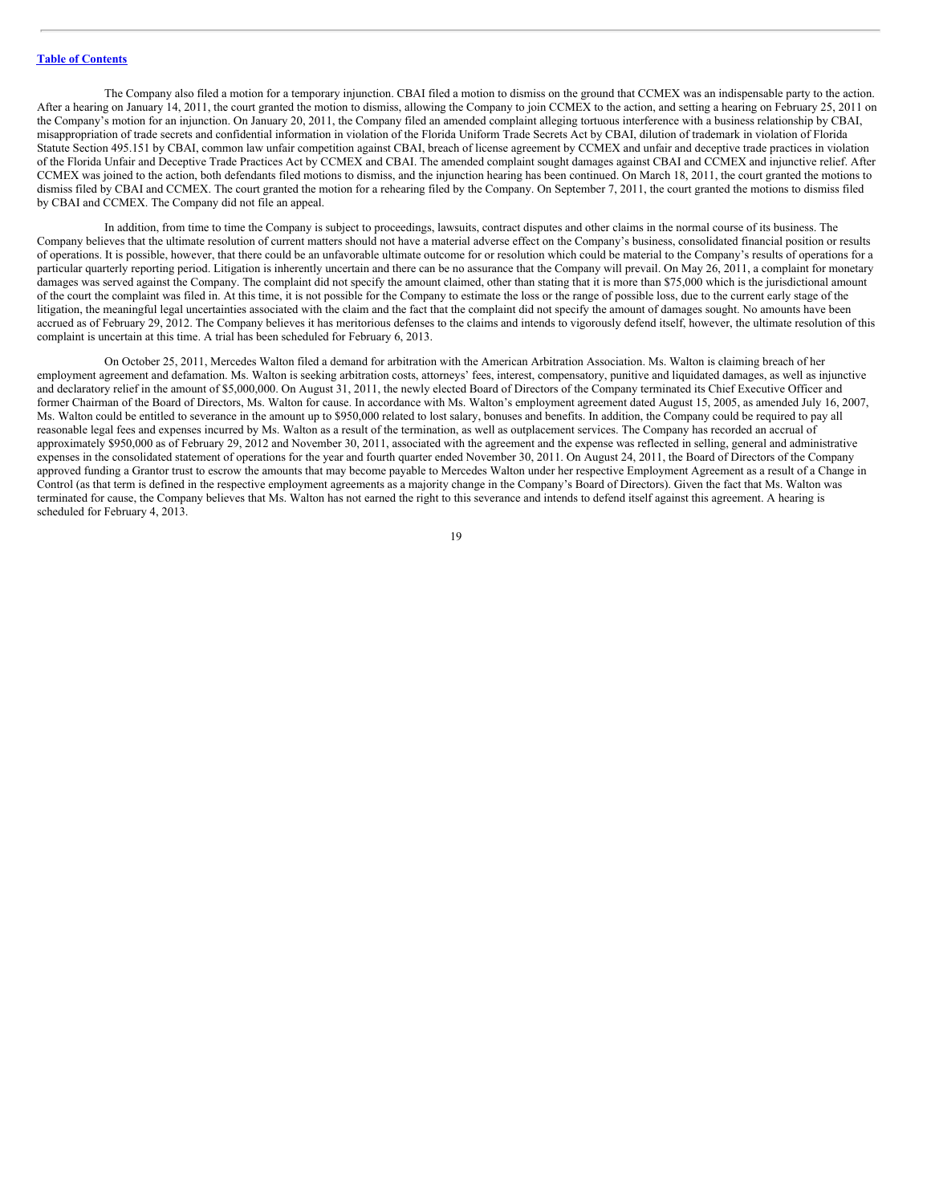The Company also filed a motion for a temporary injunction. CBAI filed a motion to dismiss on the ground that CCMEX was an indispensable party to the action. After a hearing on January 14, 2011, the court granted the motion to dismiss, allowing the Company to join CCMEX to the action, and setting a hearing on February 25, 2011 on the Company's motion for an injunction. On January 20, 2011, the Company filed an amended complaint alleging tortuous interference with a business relationship by CBAI, misappropriation of trade secrets and confidential information in violation of the Florida Uniform Trade Secrets Act by CBAI, dilution of trademark in violation of Florida Statute Section 495.151 by CBAI, common law unfair competition against CBAI, breach of license agreement by CCMEX and unfair and deceptive trade practices in violation of the Florida Unfair and Deceptive Trade Practices Act by CCMEX and CBAI. The amended complaint sought damages against CBAI and CCMEX and injunctive relief. After CCMEX was joined to the action, both defendants filed motions to dismiss, and the injunction hearing has been continued. On March 18, 2011, the court granted the motions to dismiss filed by CBAI and CCMEX. The court granted the motion for a rehearing filed by the Company. On September 7, 2011, the court granted the motions to dismiss filed by CBAI and CCMEX. The Company did not file an appeal.

In addition, from time to time the Company is subject to proceedings, lawsuits, contract disputes and other claims in the normal course of its business. The Company believes that the ultimate resolution of current matters should not have a material adverse effect on the Company's business, consolidated financial position or results of operations. It is possible, however, that there could be an unfavorable ultimate outcome for or resolution which could be material to the Company's results of operations for a particular quarterly reporting period. Litigation is inherently uncertain and there can be no assurance that the Company will prevail. On May 26, 2011, a complaint for monetary damages was served against the Company. The complaint did not specify the amount claimed, other than stating that it is more than $75,000 which is the jurisdictional amount of the court the complaint was filed in. At this time, it is not possible for the Company to estimate the loss or the range of possible loss, due to the current early stage of the litigation, the meaningful legal uncertainties associated with the claim and the fact that the complaint did not specify the amount of damages sought. No amounts have been accrued as of February 29, 2012. The Company believes it has meritorious defenses to the claims and intends to vigorously defend itself, however, the ultimate resolution of this complaint is uncertain at this time. A trial has been scheduled for February 6, 2013.

On October 25, 2011, Mercedes Walton filed a demand for arbitration with the American Arbitration Association. Ms. Walton is claiming breach of her employment agreement and defamation. Ms. Walton is seeking arbitration costs, attorneys' fees, interest, compensatory, punitive and liquidated damages, as well as injunctive and declaratory relief in the amount of $5,000,000. On August 31, 2011, the newly elected Board of Directors of the Company terminated its Chief Executive Officer and former Chairman of the Board of Directors, Ms. Walton for cause. In accordance with Ms. Walton's employment agreement dated August 15, 2005, as amended July 16, 2007, Ms. Walton could be entitled to severance in the amount up to $950,000 related to lost salary, bonuses and benefits. In addition, the Company could be required to pay all reasonable legal fees and expenses incurred by Ms. Walton as a result of the termination, as well as outplacement services. The Company has recorded an accrual of approximately $950,000 as of February 29, 2012 and November 30, 2011, associated with the agreement and the expense was reflected in selling, general and administrative expenses in the consolidated statement of operations for the year and fourth quarter ended November 30, 2011. On August 24, 2011, the Board of Directors of the Company approved funding a Grantor trust to escrow the amounts that may become payable to Mercedes Walton under her respective Employment Agreement as a result of a Change in Control (as that term is defined in the respective employment agreements as a majority change in the Company's Board of Directors). Given the fact that Ms. Walton was terminated for cause, the Company believes that Ms. Walton has not earned the right to this severance and intends to defend itself against this agreement. A hearing is scheduled for February 4, 2013.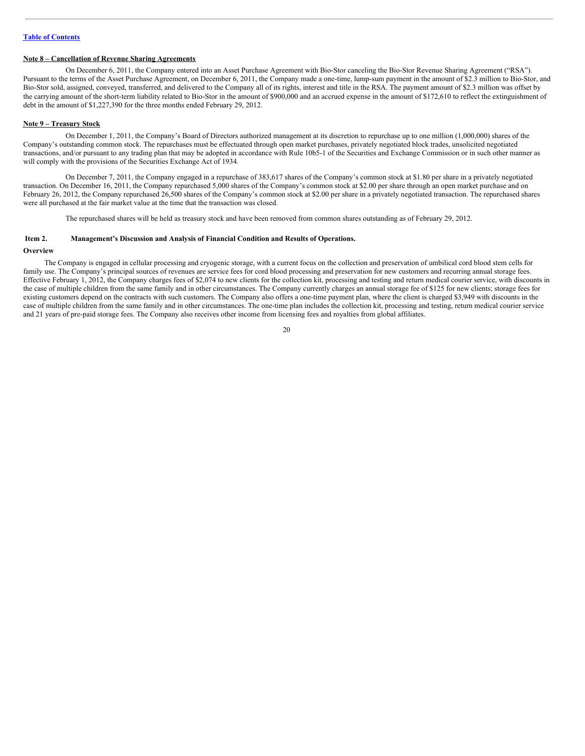[Table of Contents](#)

**Note 8 – Cancellation of Revenue Sharing Agreements**

On December 6, 2011, the Company entered into an Asset Purchase Agreement with Bio-Stor canceling the Bio-Stor Revenue Sharing Agreement ("RSA"). Pursuant to the terms of the Asset Purchase Agreement, on December 6, 2011, the Company made a one-time, lump-sum payment in the amount of $2.3 million to Bio-Stor, and Bio-Stor sold, assigned, conveyed, transferred, and delivered to the Company all of its rights, interest and title in the RSA. The payment amount of $2.3 million was offset by the carrying amount of the short-term liability related to Bio-Stor in the amount of $900,000 and an accrued expense in the amount of $172,610 to reflect the extinguishment of debt in the amount of $1,227,390 for the three months ended February 29, 2012.

**Note 9 – Treasury Stock**

On December 1, 2011, the Company's Board of Directors authorized management at its discretion to repurchase up to one million (1,000,000) shares of the Company's outstanding common stock. The repurchases must be effectuated through open market purchases, privately negotiated block trades, unsolicited negotiated transactions, and/or pursuant to any trading plan that may be adopted in accordance with Rule 10b5-1 of the Securities and Exchange Commission or in such other manner as will comply with the provisions of the Securities Exchange Act of 1934.

On December 7, 2011, the Company engaged in a repurchase of 383,617 shares of the Company's common stock at $1.80 per share in a privately negotiated transaction. On December 16, 2011, the Company repurchased 5,000 shares of the Company's common stock at $2.00 per share through an open market purchase and on February 26, 2012, the Company repurchased 26,500 shares of the Company's common stock at $2.00 per share in a privately negotiated transaction. The repurchased shares were all purchased at the fair market value at the time that the transaction was closed.

The repurchased shares will be held as treasury stock and have been removed from common shares outstanding as of February 29, 2012.

## Item 2. Management's Discussion and Analysis of Financial Condition and Results of Operations.

### Overview

The Company is engaged in cellular processing and cryogenic storage, with a current focus on the collection and preservation of umbilical cord blood stem cells for family use. The Company's principal sources of revenues are service fees for cord blood processing and preservation for new customers and recurring annual storage fees. Effective February 1, 2012, the Company charges fees of $2,074 to new clients for the collection kit, processing and testing and return medical courier service, with discounts in the case of multiple children from the same family and in other circumstances. The Company currently charges an annual storage fee of $125 for new clients; storage fees for existing customers depend on the contracts with such customers. The Company also offers a one-time payment plan, where the client is charged $3,949 with discounts in the case of multiple children from the same family and in other circumstances. The one-time plan includes the collection kit, processing and testing, return medical courier service and 21 years of pre-paid storage fees. The Company also receives other income from licensing fees and royalties from global affiliates.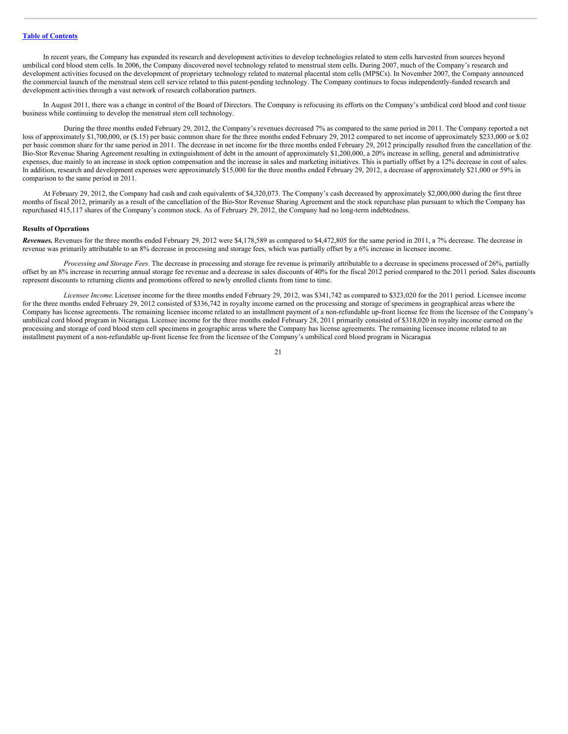In recent years, the Company has expanded its research and development activities to develop technologies related to stem cells harvested from sources beyond umbilical cord blood stem cells. In 2006, the Company discovered novel technology related to menstrual stem cells. During 2007, much of the Company's research and development activities focused on the development of proprietary technology related to maternal placental stem cells (MPSCs). In November 2007, the Company announced the commercial launch of the menstrual stem cell service related to this patent-pending technology. The Company continues to focus independently-funded research and development activities through a vast network of research collaboration partners.

In August 2011, there was a change in control of the Board of Directors. The Company is refocusing its efforts on the Company's umbilical cord blood and cord tissue business while continuing to develop the menstrual stem cell technology.

During the three months ended February 29, 2012, the Company's revenues decreased 7% as compared to the same period in 2011. The Company reported a net loss of approximately $1,700,000, or ($.15) per basic common share for the three months ended February 29, 2012 compared to net income of approximately $233,000 or $.02 per basic common share for the same period in 2011. The decrease in net income for the three months ended February 29, 2012 principally resulted from the cancellation of the Bio-Stor Revenue Sharing Agreement resulting in extinguishment of debt in the amount of approximately $1,200,000, a 20% increase in selling, general and administrative expenses, due mainly to an increase in stock option compensation and the increase in sales and marketing initiatives. This is partially offset by a 12% decrease in cost of sales. In addition, research and development expenses were approximately $15,000 for the three months ended February 29, 2012, a decrease of approximately $21,000 or 59% in comparison to the same period in 2011.

At February 29, 2012, the Company had cash and cash equivalents of $4,320,073. The Company's cash decreased by approximately $2,000,000 during the first three months of fiscal 2012, primarily as a result of the cancellation of the Bio-Stor Revenue Sharing Agreement and the stock repurchase plan pursuant to which the Company has repurchased 415,117 shares of the Company's common stock. As of February 29, 2012, the Company had no long-term indebtedness.

**Results of Operations**

***Revenues.*** Revenues for the three months ended February 29, 2012 were $4,178,589 as compared to $4,472,805 for the same period in 2011, a 7% decrease. The decrease in revenue was primarily attributable to an 8% decrease in processing and storage fees, which was partially offset by a 6% increase in licensee income.

*Processing and Storage Fees.* The decrease in processing and storage fee revenue is primarily attributable to a decrease in specimens processed of 26%, partially offset by an 8% increase in recurring annual storage fee revenue and a decrease in sales discounts of 40% for the fiscal 2012 period compared to the 2011 period. Sales discounts represent discounts to returning clients and promotions offered to newly enrolled clients from time to time.

*Licensee Income.* Licensee income for the three months ended February 29, 2012, was $341,742 as compared to $323,020 for the 2011 period. Licensee income for the three months ended February 29, 2012 consisted of $336,742 in royalty income earned on the processing and storage of specimens in geographical areas where the Company has license agreements. The remaining licensee income related to an installment payment of a non-refundable up-front license fee from the licensee of the Company's umbilical cord blood program in Nicaragua. Licensee income for the three months ended February 28, 2011 primarily consisted of $318,020 in royalty income earned on the processing and storage of cord blood stem cell specimens in geographic areas where the Company has license agreements. The remaining licensee income related to an installment payment of a non-refundable up-front license fee from the licensee of the Company's umbilical cord blood program in Nicaragua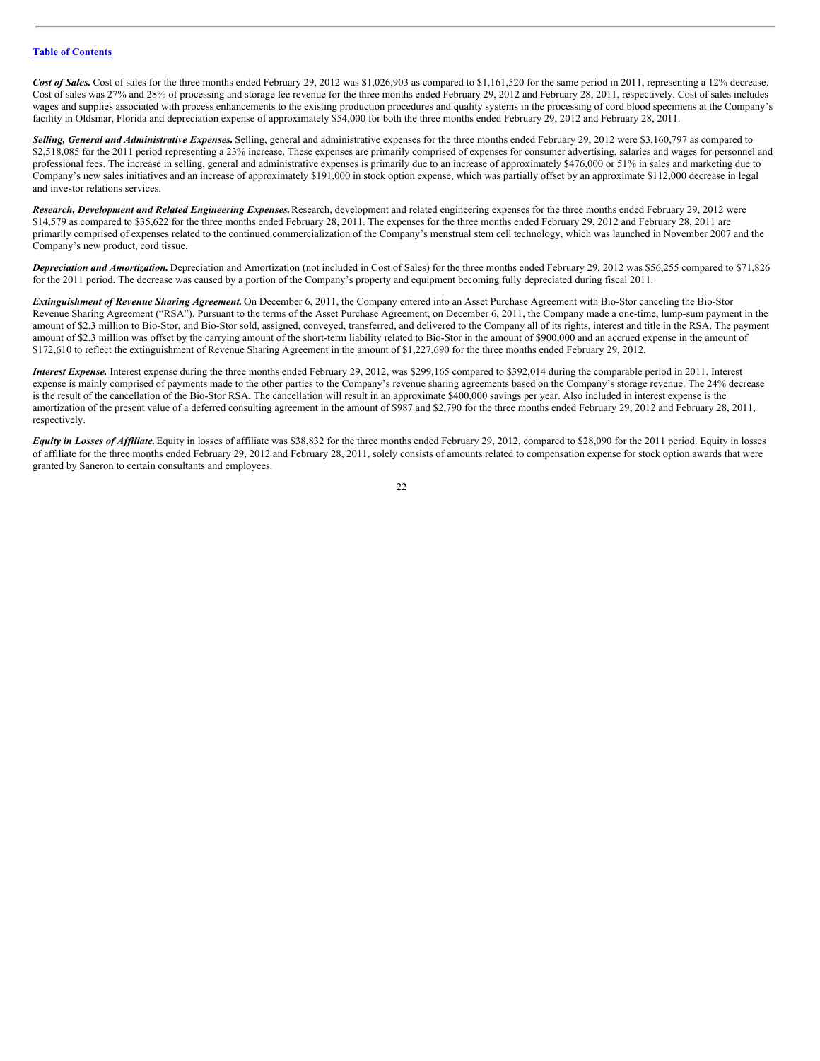***Cost of Sales.*** Cost of sales for the three months ended February 29, 2012 was $1,026,903 as compared to $1,161,520 for the same period in 2011, representing a 12% decrease. Cost of sales was 27% and 28% of processing and storage fee revenue for the three months ended February 29, 2012 and February 28, 2011, respectively. Cost of sales includes wages and supplies associated with process enhancements to the existing production procedures and quality systems in the processing of cord blood specimens at the Company's facility in Oldsmar, Florida and depreciation expense of approximately $54,000 for both the three months ended February 29, 2012 and February 28, 2011.

***Selling, General and Administrative Expenses.*** Selling, general and administrative expenses for the three months ended February 29, 2012 were $3,160,797 as compared to $2,518,085 for the 2011 period representing a 23% increase. These expenses are primarily comprised of expenses for consumer advertising, salaries and wages for personnel and professional fees. The increase in selling, general and administrative expenses is primarily due to an increase of approximately $476,000 or 51% in sales and marketing due to Company's new sales initiatives and an increase of approximately $191,000 in stock option expense, which was partially offset by an approximate $112,000 decrease in legal and investor relations services.

***Research, Development and Related Engineering Expenses.*** Research, development and related engineering expenses for the three months ended February 29, 2012 were $14,579 as compared to $35,622 for the three months ended February 28, 2011. The expenses for the three months ended February 29, 2012 and February 28, 2011 are primarily comprised of expenses related to the continued commercialization of the Company's menstrual stem cell technology, which was launched in November 2007 and the Company's new product, cord tissue.

***Depreciation and Amortization.*** Depreciation and Amortization (not included in Cost of Sales) for the three months ended February 29, 2012 was $56,255 compared to $71,826 for the 2011 period. The decrease was caused by a portion of the Company's property and equipment becoming fully depreciated during fiscal 2011.

***Extinguishment of Revenue Sharing Agreement.*** On December 6, 2011, the Company entered into an Asset Purchase Agreement with Bio-Stor canceling the Bio-Stor Revenue Sharing Agreement ("RSA"). Pursuant to the terms of the Asset Purchase Agreement, on December 6, 2011, the Company made a one-time, lump-sum payment in the amount of $2.3 million to Bio-Stor, and Bio-Stor sold, assigned, conveyed, transferred, and delivered to the Company all of its rights, interest and title in the RSA. The payment amount of $2.3 million was offset by the carrying amount of the short-term liability related to Bio-Stor in the amount of $900,000 and an accrued expense in the amount of $172,610 to reflect the extinguishment of Revenue Sharing Agreement in the amount of $1,227,690 for the three months ended February 29, 2012.

***Interest Expense.*** Interest expense during the three months ended February 29, 2012, was $299,165 compared to $392,014 during the comparable period in 2011. Interest expense is mainly comprised of payments made to the other parties to the Company's revenue sharing agreements based on the Company's storage revenue. The 24% decrease is the result of the cancellation of the Bio-Stor RSA. The cancellation will result in an approximate $400,000 savings per year. Also included in interest expense is the amortization of the present value of a deferred consulting agreement in the amount of $987 and $2,790 for the three months ended February 29, 2012 and February 28, 2011, respectively.

***Equity in Losses of Affiliate.*** Equity in losses of affiliate was $38,832 for the three months ended February 29, 2012, compared to $28,090 for the 2011 period. Equity in losses of affiliate for the three months ended February 29, 2012 and February 28, 2011, solely consists of amounts related to compensation expense for stock option awards that were granted by Saneron to certain consultants and employees.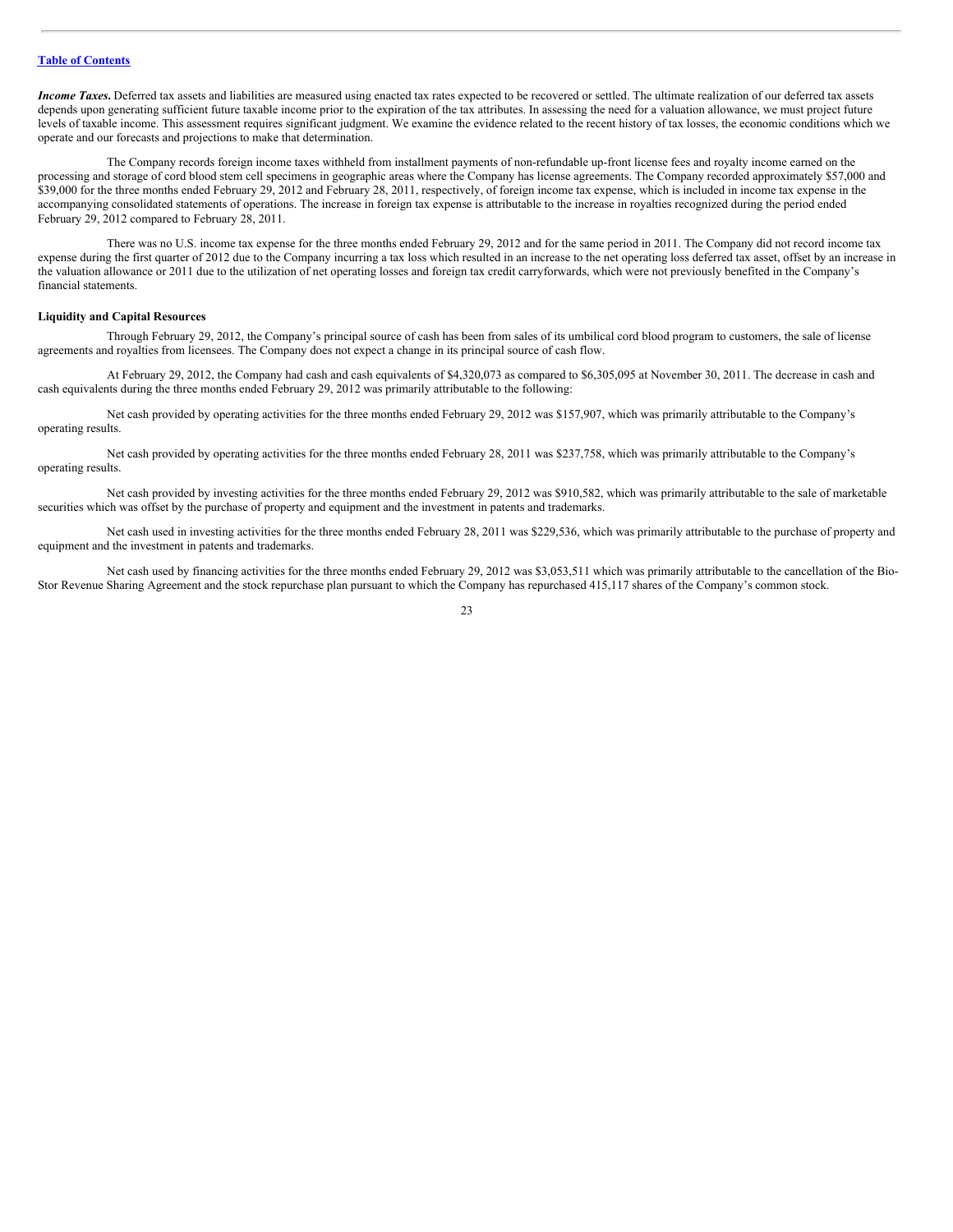***Income Taxes.*** Deferred tax assets and liabilities are measured using enacted tax rates expected to be recovered or settled. The ultimate realization of our deferred tax assets depends upon generating sufficient future taxable income prior to the expiration of the tax attributes. In assessing the need for a valuation allowance, we must project future levels of taxable income. This assessment requires significant judgment. We examine the evidence related to the recent history of tax losses, the economic conditions which we operate and our forecasts and projections to make that determination.

The Company records foreign income taxes withheld from installment payments of non-refundable up-front license fees and royalty income earned on the processing and storage of cord blood stem cell specimens in geographic areas where the Company has license agreements. The Company recorded approximately $57,000 and $39,000 for the three months ended February 29, 2012 and February 28, 2011, respectively, of foreign income tax expense, which is included in income tax expense in the accompanying consolidated statements of operations. The increase in foreign tax expense is attributable to the increase in royalties recognized during the period ended February 29, 2012 compared to February 28, 2011.

There was no U.S. income tax expense for the three months ended February 29, 2012 and for the same period in 2011. The Company did not record income tax expense during the first quarter of 2012 due to the Company incurring a tax loss which resulted in an increase to the net operating loss deferred tax asset, offset by an increase in the valuation allowance or 2011 due to the utilization of net operating losses and foreign tax credit carryforwards, which were not previously benefited in the Company's financial statements.

**Liquidity and Capital Resources**

Through February 29, 2012, the Company's principal source of cash has been from sales of its umbilical cord blood program to customers, the sale of license agreements and royalties from licensees. The Company does not expect a change in its principal source of cash flow.

At February 29, 2012, the Company had cash and cash equivalents of $4,320,073 as compared to $6,305,095 at November 30, 2011. The decrease in cash and cash equivalents during the three months ended February 29, 2012 was primarily attributable to the following:

Net cash provided by operating activities for the three months ended February 29, 2012 was $157,907, which was primarily attributable to the Company's operating results.

Net cash provided by operating activities for the three months ended February 28, 2011 was $237,758, which was primarily attributable to the Company's operating results.

Net cash provided by investing activities for the three months ended February 29, 2012 was $910,582, which was primarily attributable to the sale of marketable securities which was offset by the purchase of property and equipment and the investment in patents and trademarks.

Net cash used in investing activities for the three months ended February 28, 2011 was $229,536, which was primarily attributable to the purchase of property and equipment and the investment in patents and trademarks.

Net cash used by financing activities for the three months ended February 29, 2012 was $3,053,511 which was primarily attributable to the cancellation of the Bio-Stor Revenue Sharing Agreement and the stock repurchase plan pursuant to which the Company has repurchased 415,117 shares of the Company's common stock.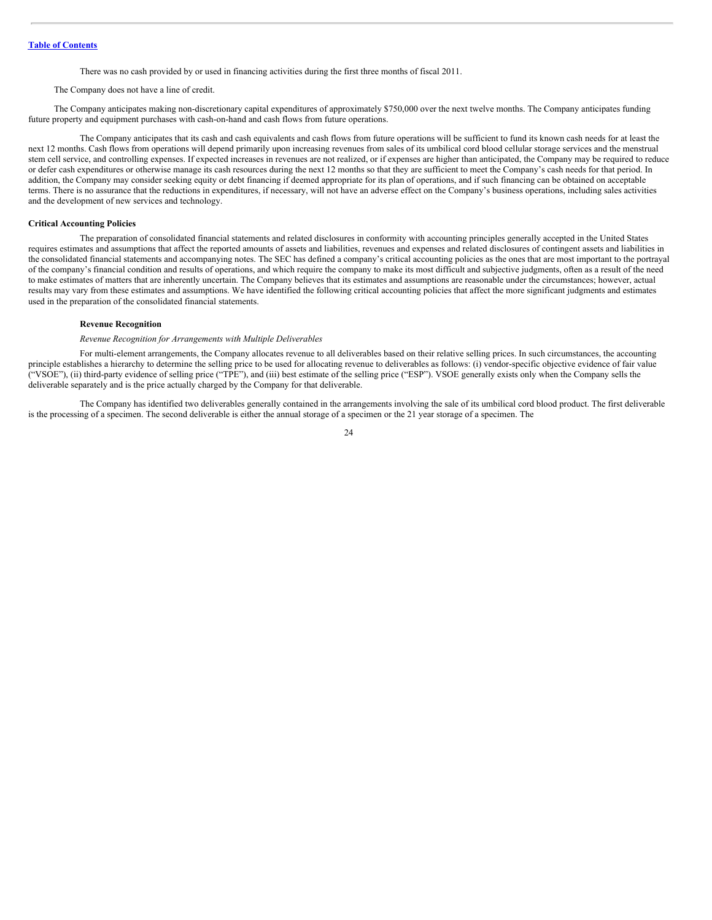There was no cash provided by or used in financing activities during the first three months of fiscal 2011.

The Company does not have a line of credit.

The Company anticipates making non-discretionary capital expenditures of approximately $750,000 over the next twelve months. The Company anticipates funding future property and equipment purchases with cash-on-hand and cash flows from future operations.

The Company anticipates that its cash and cash equivalents and cash flows from future operations will be sufficient to fund its known cash needs for at least the next 12 months. Cash flows from operations will depend primarily upon increasing revenues from sales of its umbilical cord blood cellular storage services and the menstrual stem cell service, and controlling expenses. If expected increases in revenues are not realized, or if expenses are higher than anticipated, the Company may be required to reduce or defer cash expenditures or otherwise manage its cash resources during the next 12 months so that they are sufficient to meet the Company's cash needs for that period. In addition, the Company may consider seeking equity or debt financing if deemed appropriate for its plan of operations, and if such financing can be obtained on acceptable terms. There is no assurance that the reductions in expenditures, if necessary, will not have an adverse effect on the Company's business operations, including sales activities and the development of new services and technology.

**Critical Accounting Policies**

The preparation of consolidated financial statements and related disclosures in conformity with accounting principles generally accepted in the United States requires estimates and assumptions that affect the reported amounts of assets and liabilities, revenues and expenses and related disclosures of contingent assets and liabilities in the consolidated financial statements and accompanying notes. The SEC has defined a company's critical accounting policies as the ones that are most important to the portrayal of the company's financial condition and results of operations, and which require the company to make its most difficult and subjective judgments, often as a result of the need to make estimates of matters that are inherently uncertain. The Company believes that its estimates and assumptions are reasonable under the circumstances; however, actual results may vary from these estimates and assumptions. We have identified the following critical accounting policies that affect the more significant judgments and estimates used in the preparation of the consolidated financial statements.

**Revenue Recognition**

*Revenue Recognition for Arrangements with Multiple Deliverables*

For multi-element arrangements, the Company allocates revenue to all deliverables based on their relative selling prices. In such circumstances, the accounting principle establishes a hierarchy to determine the selling price to be used for allocating revenue to deliverables as follows: (i) vendor-specific objective evidence of fair value ("VSOE"), (ii) third-party evidence of selling price ("TPE"), and (iii) best estimate of the selling price ("ESP"). VSOE generally exists only when the Company sells the deliverable separately and is the price actually charged by the Company for that deliverable.

The Company has identified two deliverables generally contained in the arrangements involving the sale of its umbilical cord blood product. The first deliverable is the processing of a specimen. The second deliverable is either the annual storage of a specimen or the 21 year storage of a specimen. The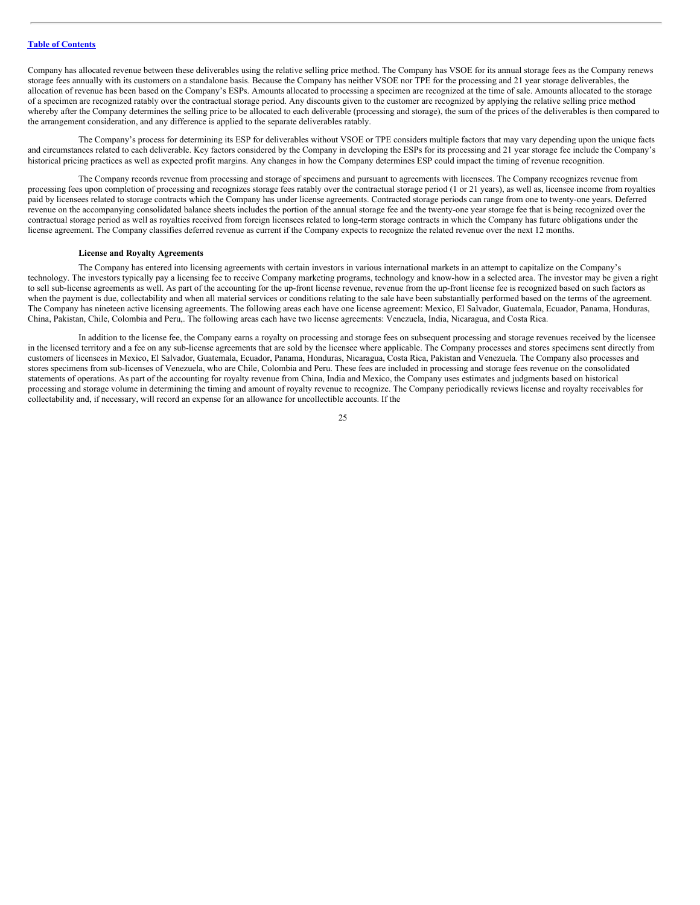Company has allocated revenue between these deliverables using the relative selling price method. The Company has VSOE for its annual storage fees as the Company renews storage fees annually with its customers on a standalone basis. Because the Company has neither VSOE nor TPE for the processing and 21 year storage deliverables, the allocation of revenue has been based on the Company's ESPs. Amounts allocated to processing a specimen are recognized at the time of sale. Amounts allocated to the storage of a specimen are recognized ratably over the contractual storage period. Any discounts given to the customer are recognized by applying the relative selling price method whereby after the Company determines the selling price to be allocated to each deliverable (processing and storage), the sum of the prices of the deliverables is then compared to the arrangement consideration, and any difference is applied to the separate deliverables ratably.

The Company's process for determining its ESP for deliverables without VSOE or TPE considers multiple factors that may vary depending upon the unique facts and circumstances related to each deliverable. Key factors considered by the Company in developing the ESPs for its processing and 21 year storage fee include the Company's historical pricing practices as well as expected profit margins. Any changes in how the Company determines ESP could impact the timing of revenue recognition.

The Company records revenue from processing and storage of specimens and pursuant to agreements with licensees. The Company recognizes revenue from processing fees upon completion of processing and recognizes storage fees ratably over the contractual storage period (1 or 21 years), as well as, licensee income from royalties paid by licensees related to storage contracts which the Company has under license agreements. Contracted storage periods can range from one to twenty-one years. Deferred revenue on the accompanying consolidated balance sheets includes the portion of the annual storage fee and the twenty-one year storage fee that is being recognized over the contractual storage period as well as royalties received from foreign licensees related to long-term storage contracts in which the Company has future obligations under the license agreement. The Company classifies deferred revenue as current if the Company expects to recognize the related revenue over the next 12 months.

**License and Royalty Agreements**

The Company has entered into licensing agreements with certain investors in various international markets in an attempt to capitalize on the Company's technology. The investors typically pay a licensing fee to receive Company marketing programs, technology and know-how in a selected area. The investor may be given a right to sell sub-license agreements as well. As part of the accounting for the up-front license revenue, revenue from the up-front license fee is recognized based on such factors as when the payment is due, collectability and when all material services or conditions relating to the sale have been substantially performed based on the terms of the agreement. The Company has nineteen active licensing agreements. The following areas each have one license agreement: Mexico, El Salvador, Guatemala, Ecuador, Panama, Honduras, China, Pakistan, Chile, Colombia and Peru,. The following areas each have two license agreements: Venezuela, India, Nicaragua, and Costa Rica.

In addition to the license fee, the Company earns a royalty on processing and storage fees on subsequent processing and storage revenues received by the licensee in the licensed territory and a fee on any sub-license agreements that are sold by the licensee where applicable. The Company processes and stores specimens sent directly from customers of licensees in Mexico, El Salvador, Guatemala, Ecuador, Panama, Honduras, Nicaragua, Costa Rica, Pakistan and Venezuela. The Company also processes and stores specimens from sub-licenses of Venezuela, who are Chile, Colombia and Peru. These fees are included in processing and storage fees revenue on the consolidated statements of operations. As part of the accounting for royalty revenue from China, India and Mexico, the Company uses estimates and judgments based on historical processing and storage volume in determining the timing and amount of royalty revenue to recognize. The Company periodically reviews license and royalty receivables for collectability and, if necessary, will record an expense for an allowance for uncollectible accounts. If the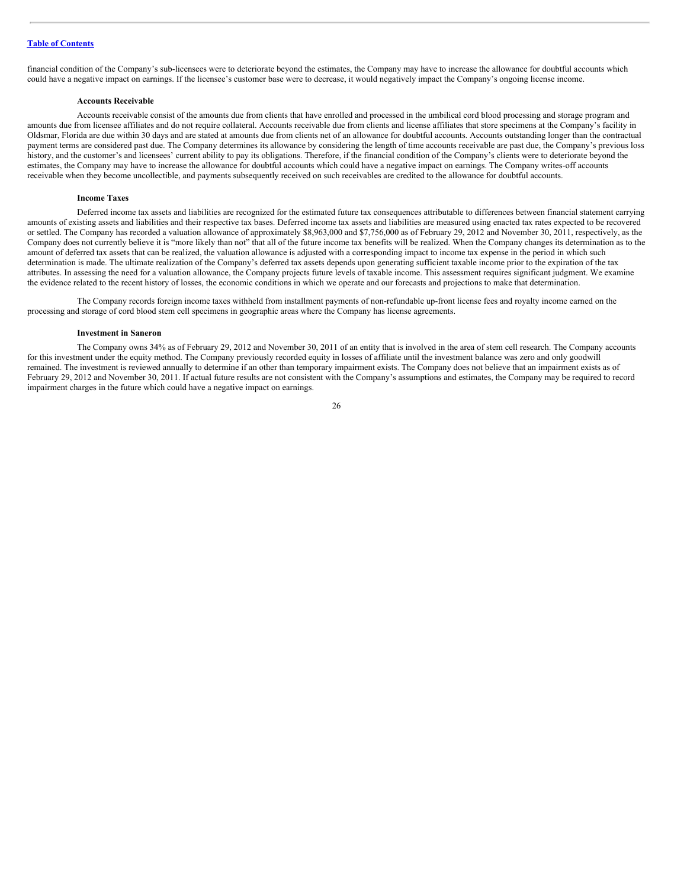financial condition of the Company's sub-licensees were to deteriorate beyond the estimates, the Company may have to increase the allowance for doubtful accounts which could have a negative impact on earnings. If the licensee's customer base were to decrease, it would negatively impact the Company's ongoing license income.

**Accounts Receivable**

Accounts receivable consist of the amounts due from clients that have enrolled and processed in the umbilical cord blood processing and storage program and amounts due from licensee affiliates and do not require collateral. Accounts receivable due from clients and license affiliates that store specimens at the Company's facility in Oldsmar, Florida are due within 30 days and are stated at amounts due from clients net of an allowance for doubtful accounts. Accounts outstanding longer than the contractual payment terms are considered past due. The Company determines its allowance by considering the length of time accounts receivable are past due, the Company's previous loss history, and the customer's and licensees' current ability to pay its obligations. Therefore, if the financial condition of the Company's clients were to deteriorate beyond the estimates, the Company may have to increase the allowance for doubtful accounts which could have a negative impact on earnings. The Company writes-off accounts receivable when they become uncollectible, and payments subsequently received on such receivables are credited to the allowance for doubtful accounts.

**Income Taxes**

Deferred income tax assets and liabilities are recognized for the estimated future tax consequences attributable to differences between financial statement carrying amounts of existing assets and liabilities and their respective tax bases. Deferred income tax assets and liabilities are measured using enacted tax rates expected to be recovered or settled. The Company has recorded a valuation allowance of approximately $8,963,000 and $7,756,000 as of February 29, 2012 and November 30, 2011, respectively, as the Company does not currently believe it is "more likely than not" that all of the future income tax benefits will be realized. When the Company changes its determination as to the amount of deferred tax assets that can be realized, the valuation allowance is adjusted with a corresponding impact to income tax expense in the period in which such determination is made. The ultimate realization of the Company's deferred tax assets depends upon generating sufficient taxable income prior to the expiration of the tax attributes. In assessing the need for a valuation allowance, the Company projects future levels of taxable income. This assessment requires significant judgment. We examine the evidence related to the recent history of losses, the economic conditions in which we operate and our forecasts and projections to make that determination.

The Company records foreign income taxes withheld from installment payments of non-refundable up-front license fees and royalty income earned on the processing and storage of cord blood stem cell specimens in geographic areas where the Company has license agreements.

**Investment in Saneron**

The Company owns 34% as of February 29, 2012 and November 30, 2011 of an entity that is involved in the area of stem cell research. The Company accounts for this investment under the equity method. The Company previously recorded equity in losses of affiliate until the investment balance was zero and only goodwill remained. The investment is reviewed annually to determine if an other than temporary impairment exists. The Company does not believe that an impairment exists as of February 29, 2012 and November 30, 2011. If actual future results are not consistent with the Company's assumptions and estimates, the Company may be required to record impairment charges in the future which could have a negative impact on earnings.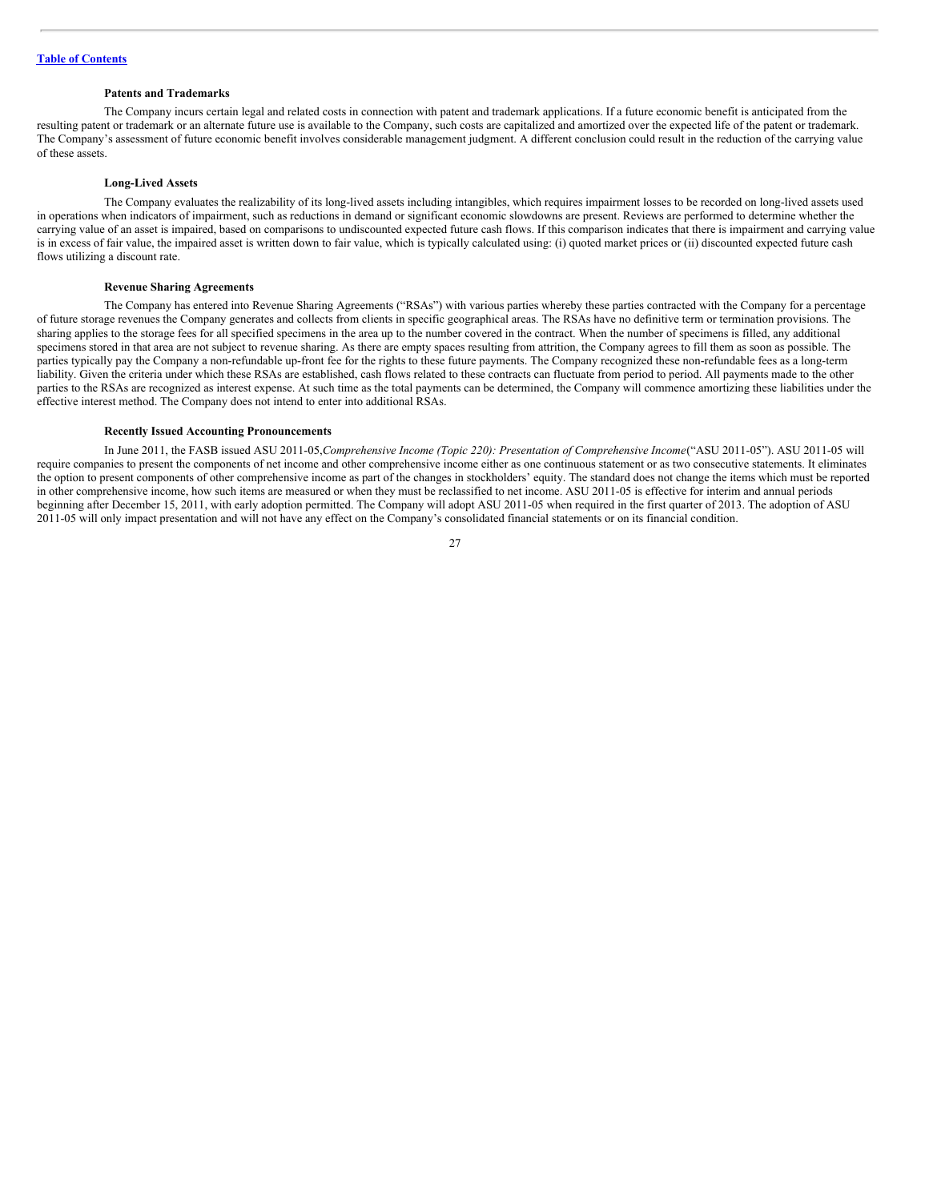### Patents and Trademarks

The Company incurs certain legal and related costs in connection with patent and trademark applications. If a future economic benefit is anticipated from the resulting patent or trademark or an alternate future use is available to the Company, such costs are capitalized and amortized over the expected life of the patent or trademark. The Company's assessment of future economic benefit involves considerable management judgment. A different conclusion could result in the reduction of the carrying value of these assets.

### Long-Lived Assets

The Company evaluates the realizability of its long-lived assets including intangibles, which requires impairment losses to be recorded on long-lived assets used in operations when indicators of impairment, such as reductions in demand or significant economic slowdowns are present. Reviews are performed to determine whether the carrying value of an asset is impaired, based on comparisons to undiscounted expected future cash flows. If this comparison indicates that there is impairment and carrying value is in excess of fair value, the impaired asset is written down to fair value, which is typically calculated using: (i) quoted market prices or (ii) discounted expected future cash flows utilizing a discount rate.

### Revenue Sharing Agreements

The Company has entered into Revenue Sharing Agreements ("RSAs") with various parties whereby these parties contracted with the Company for a percentage of future storage revenues the Company generates and collects from clients in specific geographical areas. The RSAs have no definitive term or termination provisions. The sharing applies to the storage fees for all specified specimens in the area up to the number covered in the contract. When the number of specimens is filled, any additional specimens stored in that area are not subject to revenue sharing. As there are empty spaces resulting from attrition, the Company agrees to fill them as soon as possible. The parties typically pay the Company a non-refundable up-front fee for the rights to these future payments. The Company recognized these non-refundable fees as a long-term liability. Given the criteria under which these RSAs are established, cash flows related to these contracts can fluctuate from period to period. All payments made to the other parties to the RSAs are recognized as interest expense. At such time as the total payments can be determined, the Company will commence amortizing these liabilities under the effective interest method. The Company does not intend to enter into additional RSAs.

### Recently Issued Accounting Pronouncements

In June 2011, the FASB issued ASU 2011-05, *Comprehensive Income (Topic 220): Presentation of Comprehensive Income* ("ASU 2011-05"). ASU 2011-05 will require companies to present the components of net income and other comprehensive income either as one continuous statement or as two consecutive statements. It eliminates the option to present components of other comprehensive income as part of the changes in stockholders' equity. The standard does not change the items which must be reported in other comprehensive income, how such items are measured or when they must be reclassified to net income. ASU 2011-05 is effective for interim and annual periods beginning after December 15, 2011, with early adoption permitted. The Company will adopt ASU 2011-05 when required in the first quarter of 2013. The adoption of ASU 2011-05 will only impact presentation and will not have any effect on the Company's consolidated financial statements or on its financial condition.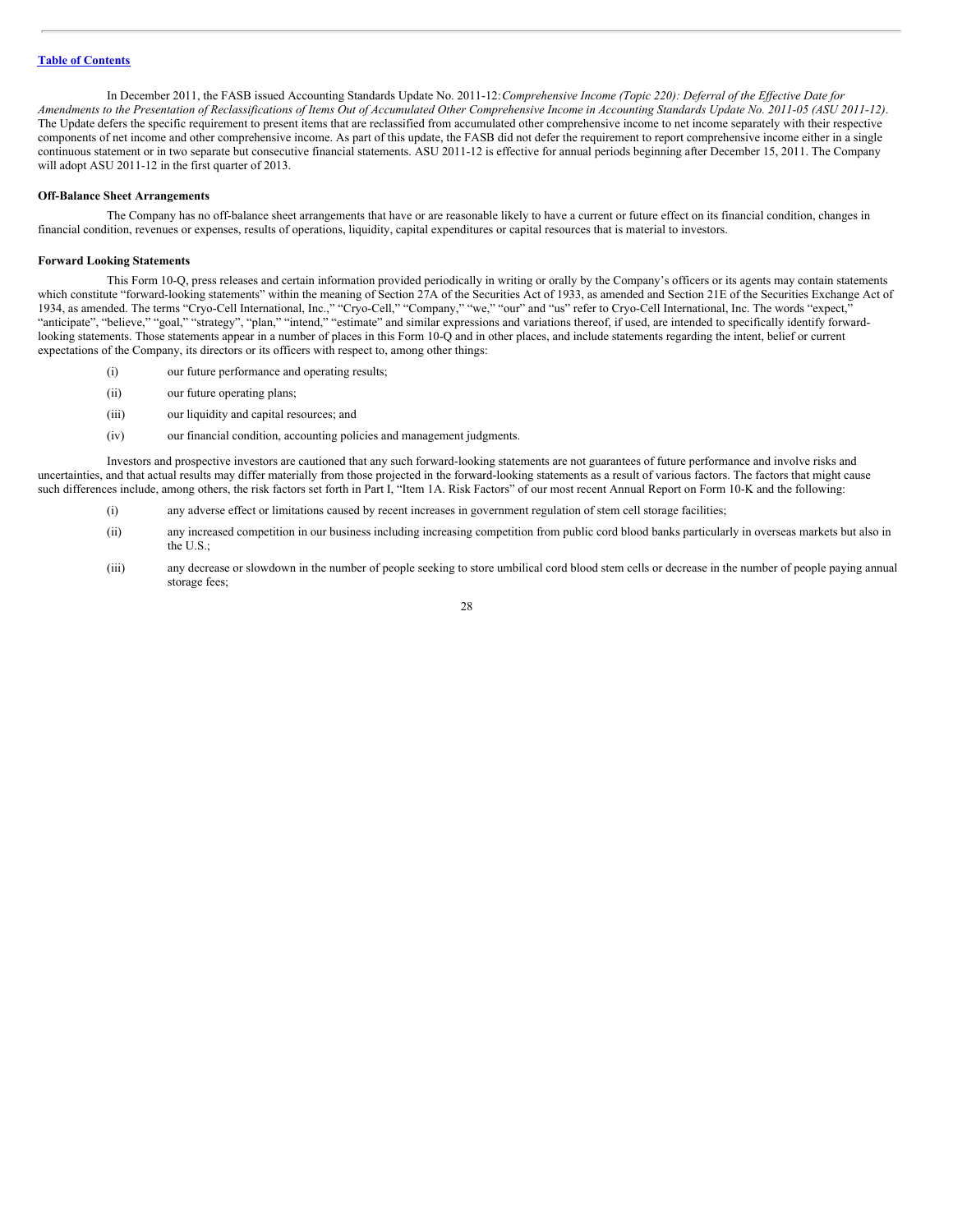In December 2011, the FASB issued Accounting Standards Update No. 2011-12: *Comprehensive Income (Topic 220): Deferral of the Effective Date for Amendments to the Presentation of Reclassifications of Items Out of Accumulated Other Comprehensive Income in Accounting Standards Update No. 2011-05 (ASU 2011-12)*. The Update defers the specific requirement to present items that are reclassified from accumulated other comprehensive income to net income separately with their respective components of net income and other comprehensive income. As part of this update, the FASB did not defer the requirement to report comprehensive income either in a single continuous statement or in two separate but consecutive financial statements. ASU 2011-12 is effective for annual periods beginning after December 15, 2011. The Company will adopt ASU 2011-12 in the first quarter of 2013.

**Off-Balance Sheet Arrangements**

The Company has no off-balance sheet arrangements that have or are reasonable likely to have a current or future effect on its financial condition, changes in financial condition, revenues or expenses, results of operations, liquidity, capital expenditures or capital resources that is material to investors.

**Forward Looking Statements**

This Form 10-Q, press releases and certain information provided periodically in writing or orally by the Company's officers or its agents may contain statements which constitute "forward-looking statements" within the meaning of Section 27A of the Securities Act of 1933, as amended and Section 21E of the Securities Exchange Act of 1934, as amended. The terms "Cryo-Cell International, Inc.," "Cryo-Cell," "Company," "we," "our" and "us" refer to Cryo-Cell International, Inc. The words "expect," "anticipate", "believe," "goal," "strategy", "plan," "intend," "estimate" and similar expressions and variations thereof, if used, are intended to specifically identify forward-looking statements. Those statements appear in a number of places in this Form 10-Q and in other places, and include statements regarding the intent, belief or current expectations of the Company, its directors or its officers with respect to, among other things:

(i) our future performance and operating results;

(ii) our future operating plans;

(iii) our liquidity and capital resources; and

(iv) our financial condition, accounting policies and management judgments.

Investors and prospective investors are cautioned that any such forward-looking statements are not guarantees of future performance and involve risks and uncertainties, and that actual results may differ materially from those projected in the forward-looking statements as a result of various factors. The factors that might cause such differences include, among others, the risk factors set forth in Part I, "Item 1A. Risk Factors" of our most recent Annual Report on Form 10-K and the following:

(i) any adverse effect or limitations caused by recent increases in government regulation of stem cell storage facilities;

(ii) any increased competition in our business including increasing competition from public cord blood banks particularly in overseas markets but also in the U.S.;

(iii) any decrease or slowdown in the number of people seeking to store umbilical cord blood stem cells or decrease in the number of people paying annual storage fees;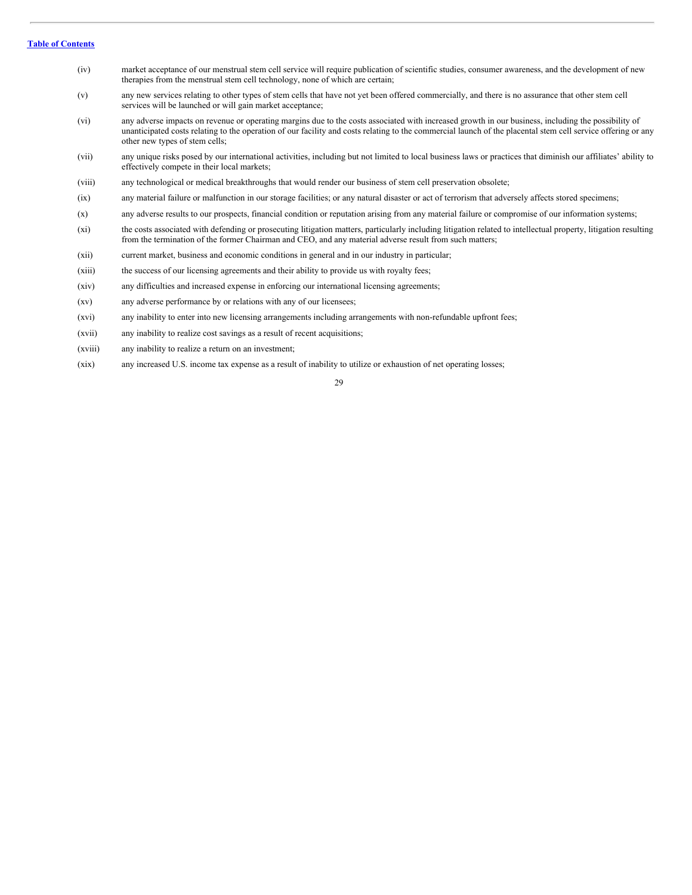(iv) market acceptance of our menstrual stem cell service will require publication of scientific studies, consumer awareness, and the development of new therapies from the menstrual stem cell technology, none of which are certain;

(v) any new services relating to other types of stem cells that have not yet been offered commercially, and there is no assurance that other stem cell services will be launched or will gain market acceptance;

(vi) any adverse impacts on revenue or operating margins due to the costs associated with increased growth in our business, including the possibility of unanticipated costs relating to the operation of our facility and costs relating to the commercial launch of the placental stem cell service offering or any other new types of stem cells;

(vii) any unique risks posed by our international activities, including but not limited to local business laws or practices that diminish our affiliates' ability to effectively compete in their local markets;

(viii) any technological or medical breakthroughs that would render our business of stem cell preservation obsolete;

(ix) any material failure or malfunction in our storage facilities; or any natural disaster or act of terrorism that adversely affects stored specimens;

(x) any adverse results to our prospects, financial condition or reputation arising from any material failure or compromise of our information systems;

(xi) the costs associated with defending or prosecuting litigation matters, particularly including litigation related to intellectual property, litigation resulting from the termination of the former Chairman and CEO, and any material adverse result from such matters;

(xii) current market, business and economic conditions in general and in our industry in particular;

(xiii) the success of our licensing agreements and their ability to provide us with royalty fees;

(xiv) any difficulties and increased expense in enforcing our international licensing agreements;

(xv) any adverse performance by or relations with any of our licensees;

(xvi) any inability to enter into new licensing arrangements including arrangements with non-refundable upfront fees;

(xvii) any inability to realize cost savings as a result of recent acquisitions;

(xviii) any inability to realize a return on an investment;

(xix) any increased U.S. income tax expense as a result of inability to utilize or exhaustion of net operating losses;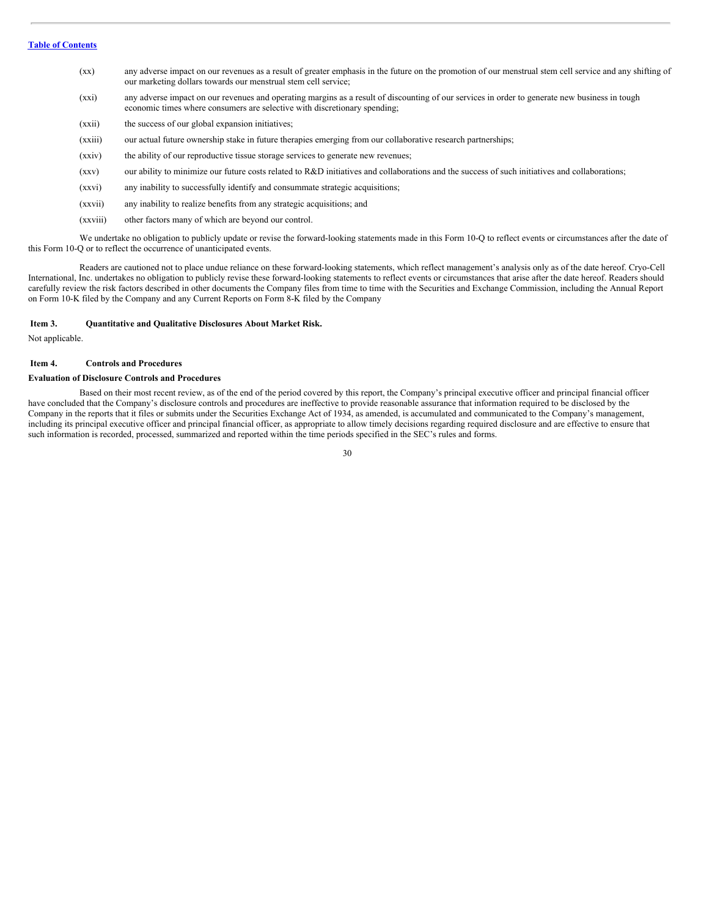(xx) any adverse impact on our revenues as a result of greater emphasis in the future on the promotion of our menstrual stem cell service and any shifting of our marketing dollars towards our menstrual stem cell service;

(xxi) any adverse impact on our revenues and operating margins as a result of discounting of our services in order to generate new business in tough economic times where consumers are selective with discretionary spending;

(xxii) the success of our global expansion initiatives;

(xxiii) our actual future ownership stake in future therapies emerging from our collaborative research partnerships;

(xxiv) the ability of our reproductive tissue storage services to generate new revenues;

(xxv) our ability to minimize our future costs related to R&D initiatives and collaborations and the success of such initiatives and collaborations;

(xxvi) any inability to successfully identify and consummate strategic acquisitions;

(xxvii) any inability to realize benefits from any strategic acquisitions; and

(xxviii) other factors many of which are beyond our control.

We undertake no obligation to publicly update or revise the forward-looking statements made in this Form 10-Q to reflect events or circumstances after the date of this Form 10-Q or to reflect the occurrence of unanticipated events.

Readers are cautioned not to place undue reliance on these forward-looking statements, which reflect management's analysis only as of the date hereof. Cryo-Cell International, Inc. undertakes no obligation to publicly revise these forward-looking statements to reflect events or circumstances that arise after the date hereof. Readers should carefully review the risk factors described in other documents the Company files from time to time with the Securities and Exchange Commission, including the Annual Report on Form 10-K filed by the Company and any Current Reports on Form 8-K filed by the Company

## Item 3. Quantitative and Qualitative Disclosures About Market Risk.

Not applicable.

## Item 4. Controls and Procedures

**Evaluation of Disclosure Controls and Procedures**

Based on their most recent review, as of the end of the period covered by this report, the Company's principal executive officer and principal financial officer have concluded that the Company's disclosure controls and procedures are ineffective to provide reasonable assurance that information required to be disclosed by the Company in the reports that it files or submits under the Securities Exchange Act of 1934, as amended, is accumulated and communicated to the Company's management, including its principal executive officer and principal financial officer, as appropriate to allow timely decisions regarding required disclosure and are effective to ensure that such information is recorded, processed, summarized and reported within the time periods specified in the SEC's rules and forms.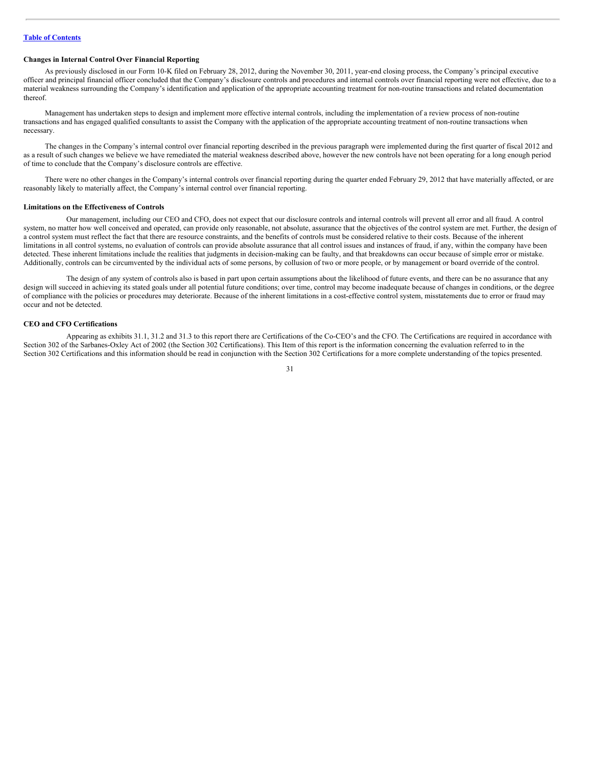**Changes in Internal Control Over Financial Reporting**

As previously disclosed in our Form 10-K filed on February 28, 2012, during the November 30, 2011, year-end closing process, the Company's principal executive officer and principal financial officer concluded that the Company's disclosure controls and procedures and internal controls over financial reporting were not effective, due to a material weakness surrounding the Company's identification and application of the appropriate accounting treatment for non-routine transactions and related documentation thereof.

Management has undertaken steps to design and implement more effective internal controls, including the implementation of a review process of non-routine transactions and has engaged qualified consultants to assist the Company with the application of the appropriate accounting treatment of non-routine transactions when necessary.

The changes in the Company's internal control over financial reporting described in the previous paragraph were implemented during the first quarter of fiscal 2012 and as a result of such changes we believe we have remediated the material weakness described above, however the new controls have not been operating for a long enough period of time to conclude that the Company's disclosure controls are effective.

There were no other changes in the Company's internal controls over financial reporting during the quarter ended February 29, 2012 that have materially affected, or are reasonably likely to materially affect, the Company's internal control over financial reporting.

**Limitations on the Effectiveness of Controls**

Our management, including our CEO and CFO, does not expect that our disclosure controls and internal controls will prevent all error and all fraud. A control system, no matter how well conceived and operated, can provide only reasonable, not absolute, assurance that the objectives of the control system are met. Further, the design of a control system must reflect the fact that there are resource constraints, and the benefits of controls must be considered relative to their costs. Because of the inherent limitations in all control systems, no evaluation of controls can provide absolute assurance that all control issues and instances of fraud, if any, within the company have been detected. These inherent limitations include the realities that judgments in decision-making can be faulty, and that breakdowns can occur because of simple error or mistake. Additionally, controls can be circumvented by the individual acts of some persons, by collusion of two or more people, or by management or board override of the control.

The design of any system of controls also is based in part upon certain assumptions about the likelihood of future events, and there can be no assurance that any design will succeed in achieving its stated goals under all potential future conditions; over time, control may become inadequate because of changes in conditions, or the degree of compliance with the policies or procedures may deteriorate. Because of the inherent limitations in a cost-effective control system, misstatements due to error or fraud may occur and not be detected.

**CEO and CFO Certifications**

Appearing as exhibits 31.1, 31.2 and 31.3 to this report there are Certifications of the Co-CEO's and the CFO. The Certifications are required in accordance with Section 302 of the Sarbanes-Oxley Act of 2002 (the Section 302 Certifications). This Item of this report is the information concerning the evaluation referred to in the Section 302 Certifications and this information should be read in conjunction with the Section 302 Certifications for a more complete understanding of the topics presented.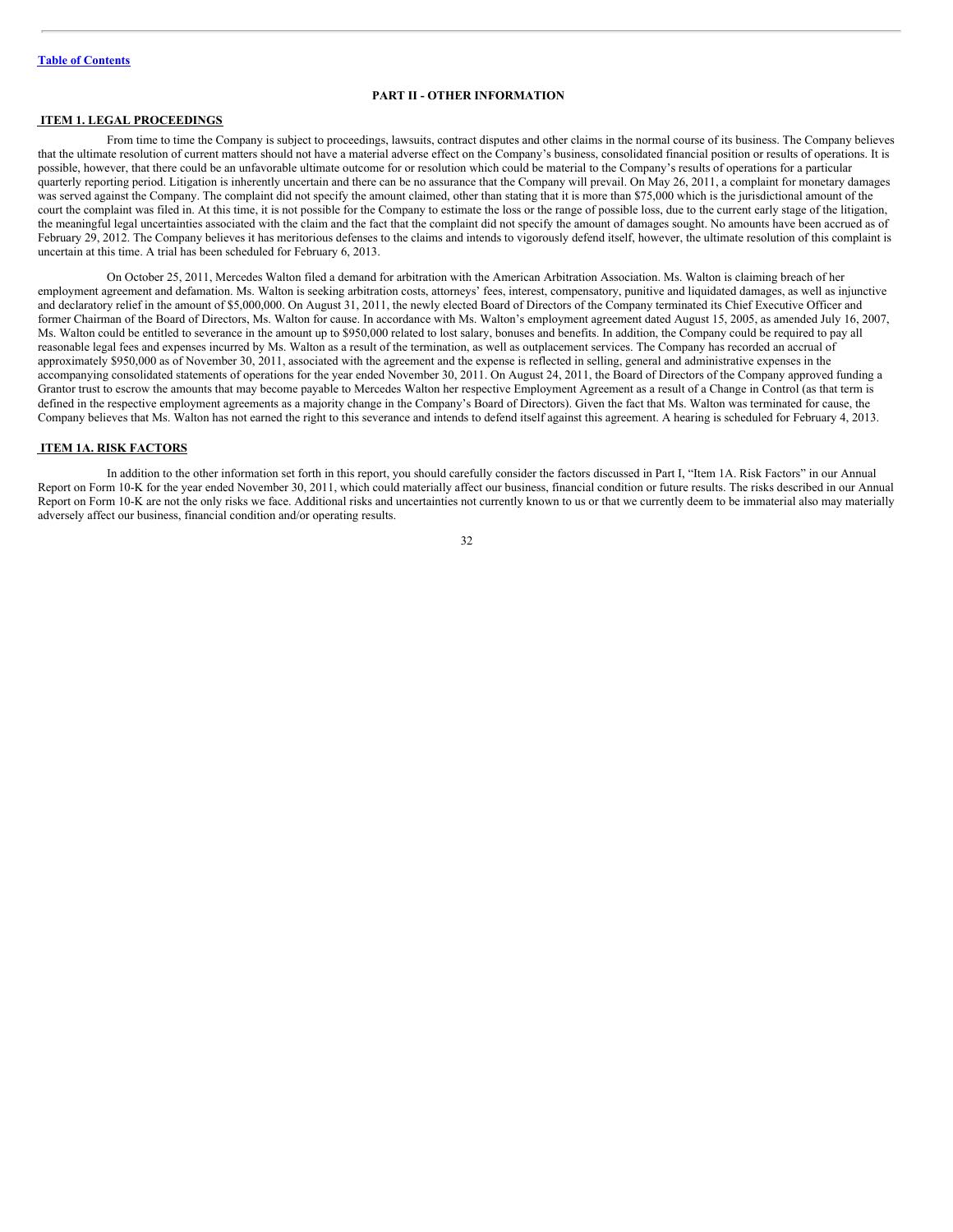[Table of Contents](#)

## PART II - OTHER INFORMATION

### ITEM 1. LEGAL PROCEEDINGS

From time to time the Company is subject to proceedings, lawsuits, contract disputes and other claims in the normal course of its business. The Company believes that the ultimate resolution of current matters should not have a material adverse effect on the Company's business, consolidated financial position or results of operations. It is possible, however, that there could be an unfavorable ultimate outcome for or resolution which could be material to the Company's results of operations for a particular quarterly reporting period. Litigation is inherently uncertain and there can be no assurance that the Company will prevail. On May 26, 2011, a complaint for monetary damages was served against the Company. The complaint did not specify the amount claimed, other than stating that it is more than $75,000 which is the jurisdictional amount of the court the complaint was filed in. At this time, it is not possible for the Company to estimate the loss or the range of possible loss, due to the current early stage of the litigation, the meaningful legal uncertainties associated with the claim and the fact that the complaint did not specify the amount of damages sought. No amounts have been accrued as of February 29, 2012. The Company believes it has meritorious defenses to the claims and intends to vigorously defend itself, however, the ultimate resolution of this complaint is uncertain at this time. A trial has been scheduled for February 6, 2013.

On October 25, 2011, Mercedes Walton filed a demand for arbitration with the American Arbitration Association. Ms. Walton is claiming breach of her employment agreement and defamation. Ms. Walton is seeking arbitration costs, attorneys' fees, interest, compensatory, punitive and liquidated damages, as well as injunctive and declaratory relief in the amount of $5,000,000. On August 31, 2011, the newly elected Board of Directors of the Company terminated its Chief Executive Officer and former Chairman of the Board of Directors, Ms. Walton for cause. In accordance with Ms. Walton's employment agreement dated August 15, 2005, as amended July 16, 2007, Ms. Walton could be entitled to severance in the amount up to $950,000 related to lost salary, bonuses and benefits. In addition, the Company could be required to pay all reasonable legal fees and expenses incurred by Ms. Walton as a result of the termination, as well as outplacement services. The Company has recorded an accrual of approximately $950,000 as of November 30, 2011, associated with the agreement and the expense is reflected in selling, general and administrative expenses in the accompanying consolidated statements of operations for the year ended November 30, 2011. On August 24, 2011, the Board of Directors of the Company approved funding a Grantor trust to escrow the amounts that may become payable to Mercedes Walton her respective Employment Agreement as a result of a Change in Control (as that term is defined in the respective employment agreements as a majority change in the Company's Board of Directors). Given the fact that Ms. Walton was terminated for cause, the Company believes that Ms. Walton has not earned the right to this severance and intends to defend itself against this agreement. A hearing is scheduled for February 4, 2013.

### ITEM 1A. RISK FACTORS

In addition to the other information set forth in this report, you should carefully consider the factors discussed in Part I, "Item 1A. Risk Factors" in our Annual Report on Form 10-K for the year ended November 30, 2011, which could materially affect our business, financial condition or future results. The risks described in our Annual Report on Form 10-K are not the only risks we face. Additional risks and uncertainties not currently known to us or that we currently deem to be immaterial also may materially adversely affect our business, financial condition and/or operating results.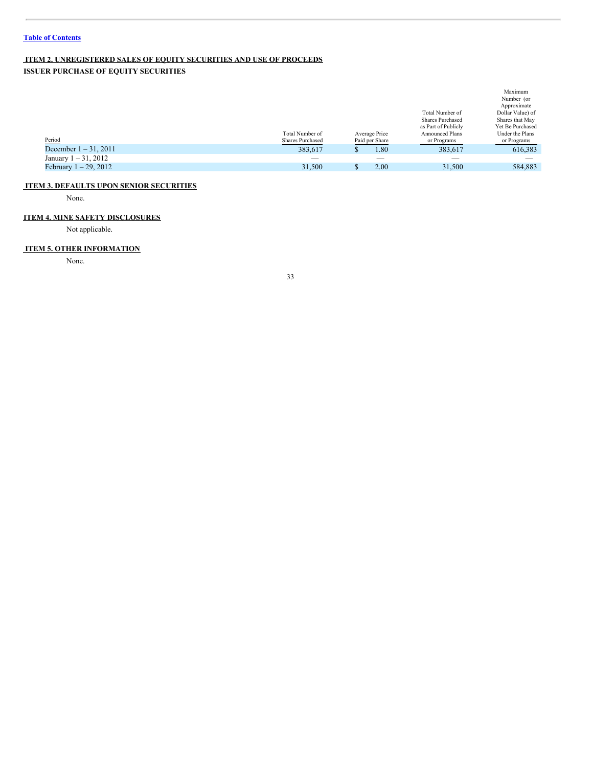[Table of Contents](#)

## ITEM 2. UNREGISTERED SALES OF EQUITY SECURITIES AND USE OF PROCEEDS

**ISSUER PURCHASE OF EQUITY SECURITIES**

| Period | Total Number of Shares Purchased | Average Price Paid per Share | Total Number of Shares Purchased as Part of Publicly Announced Plans or Programs | Maximum Number (or Approximate Dollar Value) of Shares that May Yet Be Purchased Under the Plans or Programs |
|---|---|---|---|---|
| December 1 – 31, 2011 | 383,617 | $ 1.80 | 383,617 | 616,383 |
| January 1 – 31, 2012 | — | — | — | — |
| February 1 – 29, 2012 | 31,500 | $ 2.00 | 31,500 | 584,883 |

## ITEM 3. DEFAULTS UPON SENIOR SECURITIES

None.

## ITEM 4. MINE SAFETY DISCLOSURES

Not applicable.

## ITEM 5. OTHER INFORMATION

None.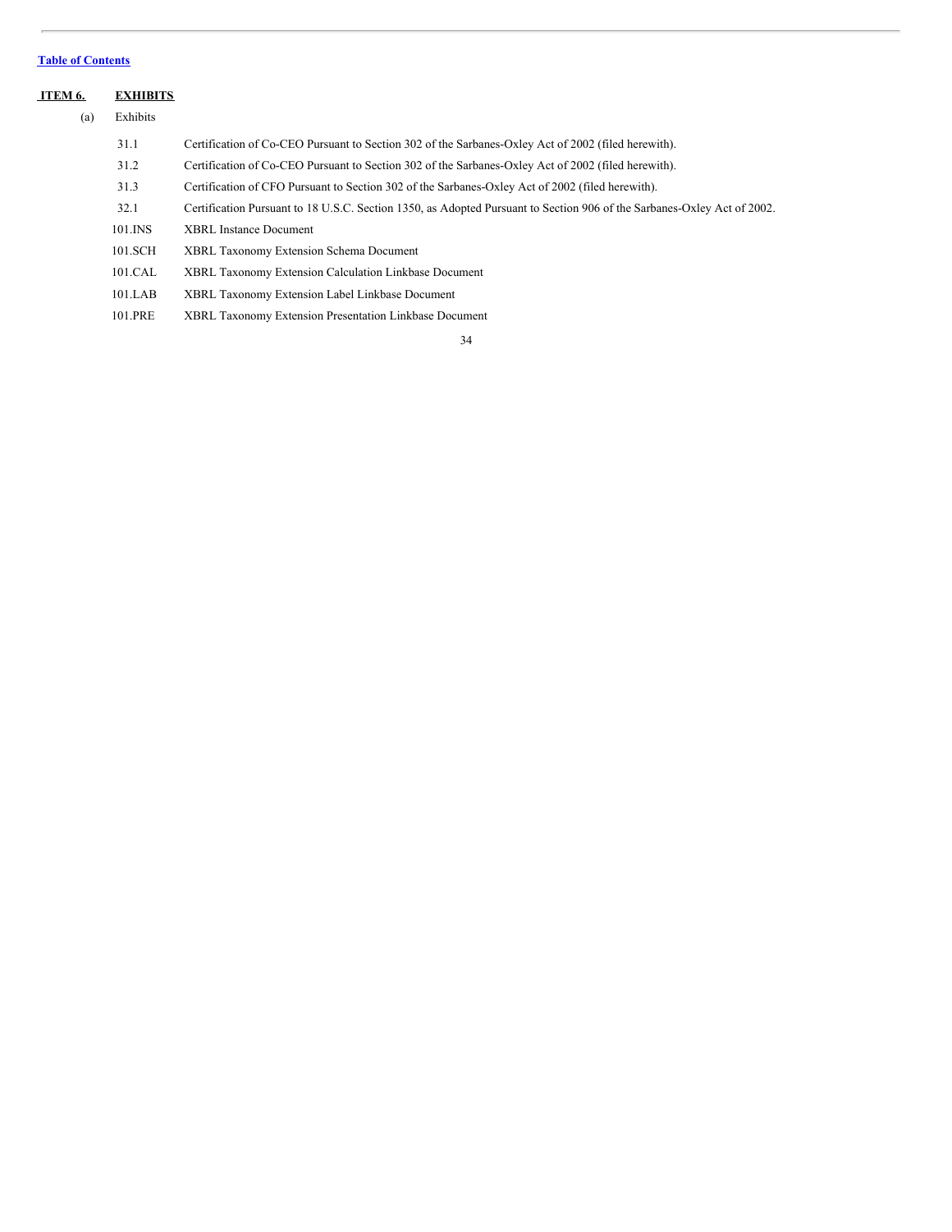[Table of Contents](#)

## ITEM 6. EXHIBITS

(a) Exhibits

| | |
|---|---|
| 31.1 | Certification of Co-CEO Pursuant to Section 302 of the Sarbanes-Oxley Act of 2002 (filed herewith). |
| 31.2 | Certification of Co-CEO Pursuant to Section 302 of the Sarbanes-Oxley Act of 2002 (filed herewith). |
| 31.3 | Certification of CFO Pursuant to Section 302 of the Sarbanes-Oxley Act of 2002 (filed herewith). |
| 32.1 | Certification Pursuant to 18 U.S.C. Section 1350, as Adopted Pursuant to Section 906 of the Sarbanes-Oxley Act of 2002. |
| 101.INS | XBRL Instance Document |
| 101.SCH | XBRL Taxonomy Extension Schema Document |
| 101.CAL | XBRL Taxonomy Extension Calculation Linkbase Document |
| 101.LAB | XBRL Taxonomy Extension Label Linkbase Document |
| 101.PRE | XBRL Taxonomy Extension Presentation Linkbase Document |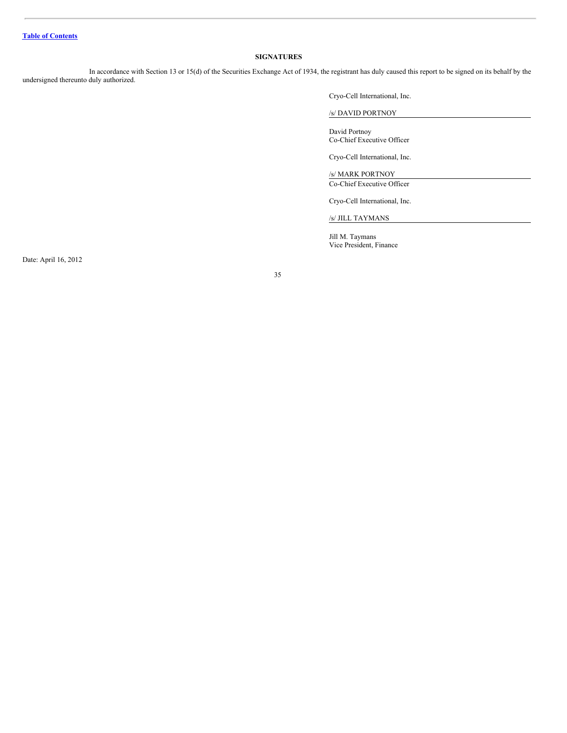[Table of Contents](#)

## SIGNATURES

In accordance with Section 13 or 15(d) of the Securities Exchange Act of 1934, the registrant has duly caused this report to be signed on its behalf by the undersigned thereunto duly authorized.

Cryo-Cell International, Inc.

/s/ DAVID PORTNOY

David Portnoy
Co-Chief Executive Officer

Cryo-Cell International, Inc.

/s/ MARK PORTNOY

Co-Chief Executive Officer

Cryo-Cell International, Inc.

/s/ JILL TAYMANS

Jill M. Taymans
Vice President, Finance

Date: April 16, 2012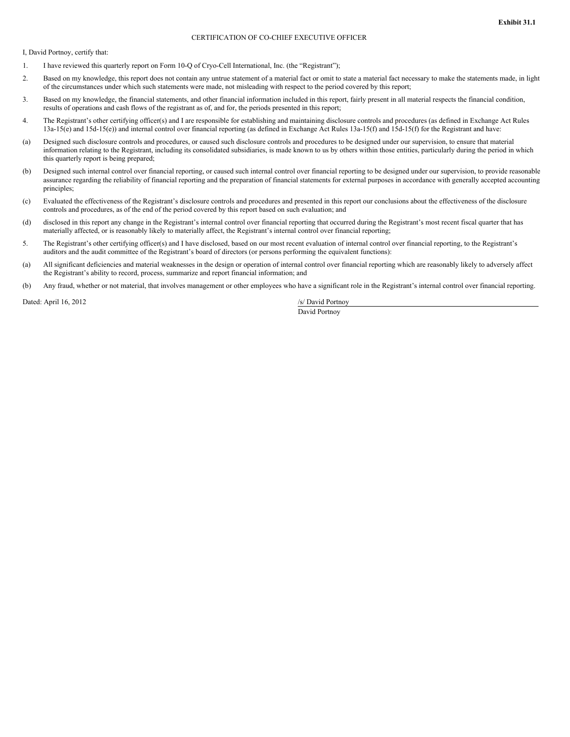**Exhibit 31.1**

CERTIFICATION OF CO-CHIEF EXECUTIVE OFFICER

I, David Portnoy, certify that:

1. I have reviewed this quarterly report on Form 10-Q of Cryo-Cell International, Inc. (the "Registrant");

2. Based on my knowledge, this report does not contain any untrue statement of a material fact or omit to state a material fact necessary to make the statements made, in light of the circumstances under which such statements were made, not misleading with respect to the period covered by this report;

3. Based on my knowledge, the financial statements, and other financial information included in this report, fairly present in all material respects the financial condition, results of operations and cash flows of the registrant as of, and for, the periods presented in this report;

4. The Registrant's other certifying officer(s) and I are responsible for establishing and maintaining disclosure controls and procedures (as defined in Exchange Act Rules 13a-15(e) and 15d-15(e)) and internal control over financial reporting (as defined in Exchange Act Rules 13a-15(f) and 15d-15(f) for the Registrant and have:

(a) Designed such disclosure controls and procedures, or caused such disclosure controls and procedures to be designed under our supervision, to ensure that material information relating to the Registrant, including its consolidated subsidiaries, is made known to us by others within those entities, particularly during the period in which this quarterly report is being prepared;

(b) Designed such internal control over financial reporting, or caused such internal control over financial reporting to be designed under our supervision, to provide reasonable assurance regarding the reliability of financial reporting and the preparation of financial statements for external purposes in accordance with generally accepted accounting principles;

(c) Evaluated the effectiveness of the Registrant's disclosure controls and procedures and presented in this report our conclusions about the effectiveness of the disclosure controls and procedures, as of the end of the period covered by this report based on such evaluation; and

(d) disclosed in this report any change in the Registrant's internal control over financial reporting that occurred during the Registrant's most recent fiscal quarter that has materially affected, or is reasonably likely to materially affect, the Registrant's internal control over financial reporting;

5. The Registrant's other certifying officer(s) and I have disclosed, based on our most recent evaluation of internal control over financial reporting, to the Registrant's auditors and the audit committee of the Registrant's board of directors (or persons performing the equivalent functions):

(a) All significant deficiencies and material weaknesses in the design or operation of internal control over financial reporting which are reasonably likely to adversely affect the Registrant's ability to record, process, summarize and report financial information; and

(b) Any fraud, whether or not material, that involves management or other employees who have a significant role in the Registrant's internal control over financial reporting.

Dated: April 16, 2012

/s/ David Portnoy
David Portnoy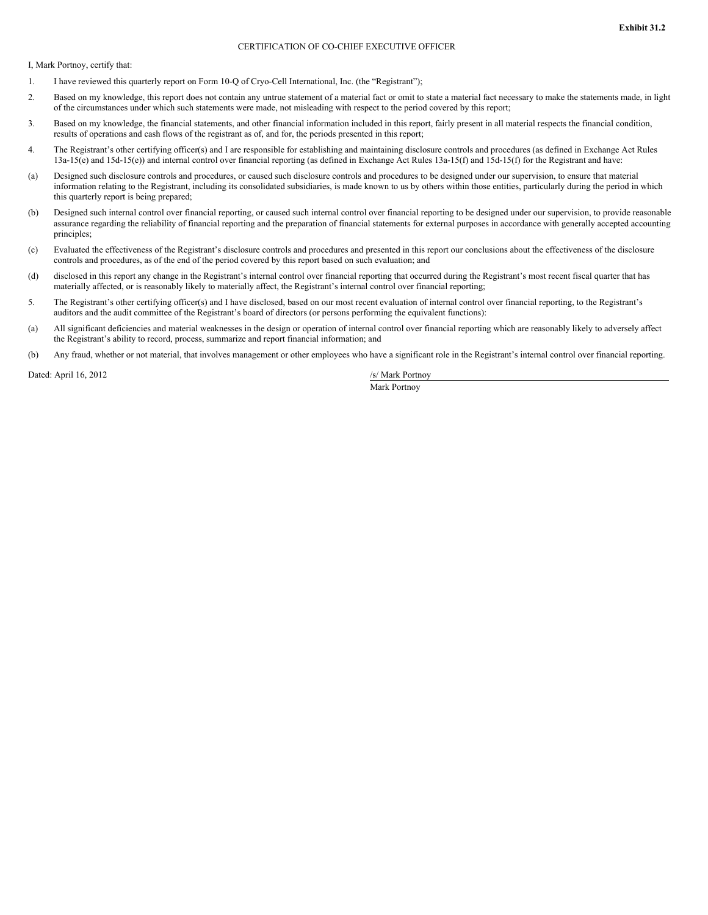**Exhibit 31.2**

CERTIFICATION OF CO-CHIEF EXECUTIVE OFFICER

I, Mark Portnoy, certify that:

1. I have reviewed this quarterly report on Form 10-Q of Cryo-Cell International, Inc. (the “Registrant”);

2. Based on my knowledge, this report does not contain any untrue statement of a material fact or omit to state a material fact necessary to make the statements made, in light of the circumstances under which such statements were made, not misleading with respect to the period covered by this report;

3. Based on my knowledge, the financial statements, and other financial information included in this report, fairly present in all material respects the financial condition, results of operations and cash flows of the registrant as of, and for, the periods presented in this report;

4. The Registrant’s other certifying officer(s) and I are responsible for establishing and maintaining disclosure controls and procedures (as defined in Exchange Act Rules 13a-15(e) and 15d-15(e)) and internal control over financial reporting (as defined in Exchange Act Rules 13a-15(f) and 15d-15(f) for the Registrant and have:

(a) Designed such disclosure controls and procedures, or caused such disclosure controls and procedures to be designed under our supervision, to ensure that material information relating to the Registrant, including its consolidated subsidiaries, is made known to us by others within those entities, particularly during the period in which this quarterly report is being prepared;

(b) Designed such internal control over financial reporting, or caused such internal control over financial reporting to be designed under our supervision, to provide reasonable assurance regarding the reliability of financial reporting and the preparation of financial statements for external purposes in accordance with generally accepted accounting principles;

(c) Evaluated the effectiveness of the Registrant’s disclosure controls and procedures and presented in this report our conclusions about the effectiveness of the disclosure controls and procedures, as of the end of the period covered by this report based on such evaluation; and

(d) disclosed in this report any change in the Registrant’s internal control over financial reporting that occurred during the Registrant’s most recent fiscal quarter that has materially affected, or is reasonably likely to materially affect, the Registrant’s internal control over financial reporting;

5. The Registrant’s other certifying officer(s) and I have disclosed, based on our most recent evaluation of internal control over financial reporting, to the Registrant’s auditors and the audit committee of the Registrant’s board of directors (or persons performing the equivalent functions):

(a) All significant deficiencies and material weaknesses in the design or operation of internal control over financial reporting which are reasonably likely to adversely affect the Registrant’s ability to record, process, summarize and report financial information; and

(b) Any fraud, whether or not material, that involves management or other employees who have a significant role in the Registrant’s internal control over financial reporting.

Dated: April 16, 2012

/s/ Mark Portnoy

Mark Portnoy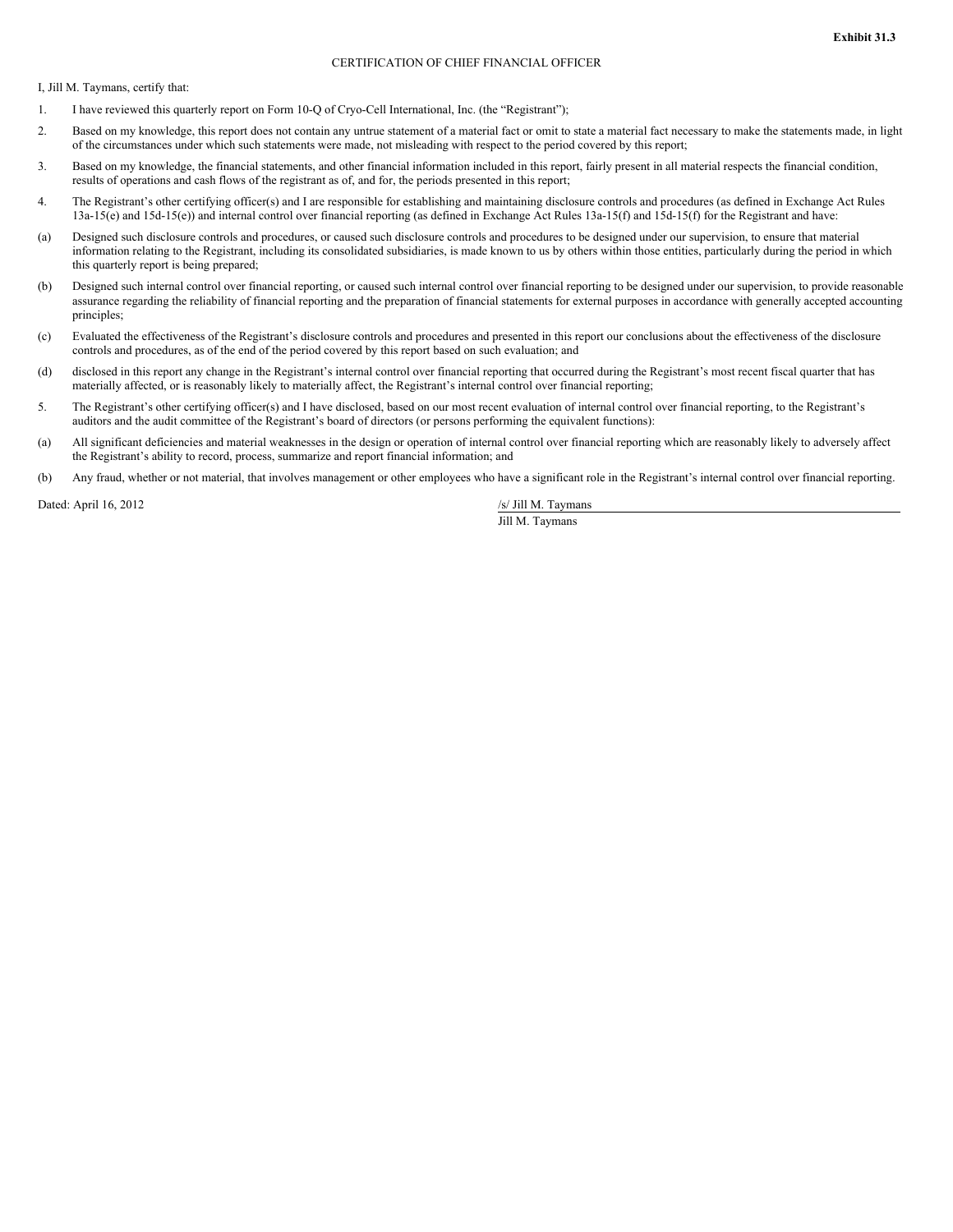**Exhibit 31.3**

CERTIFICATION OF CHIEF FINANCIAL OFFICER

I, Jill M. Taymans, certify that:

1. I have reviewed this quarterly report on Form 10-Q of Cryo-Cell International, Inc. (the "Registrant");

2. Based on my knowledge, this report does not contain any untrue statement of a material fact or omit to state a material fact necessary to make the statements made, in light of the circumstances under which such statements were made, not misleading with respect to the period covered by this report;

3. Based on my knowledge, the financial statements, and other financial information included in this report, fairly present in all material respects the financial condition, results of operations and cash flows of the registrant as of, and for, the periods presented in this report;

4. The Registrant's other certifying officer(s) and I are responsible for establishing and maintaining disclosure controls and procedures (as defined in Exchange Act Rules 13a-15(e) and 15d-15(e)) and internal control over financial reporting (as defined in Exchange Act Rules 13a-15(f) and 15d-15(f) for the Registrant and have:

(a) Designed such disclosure controls and procedures, or caused such disclosure controls and procedures to be designed under our supervision, to ensure that material information relating to the Registrant, including its consolidated subsidiaries, is made known to us by others within those entities, particularly during the period in which this quarterly report is being prepared;

(b) Designed such internal control over financial reporting, or caused such internal control over financial reporting to be designed under our supervision, to provide reasonable assurance regarding the reliability of financial reporting and the preparation of financial statements for external purposes in accordance with generally accepted accounting principles;

(c) Evaluated the effectiveness of the Registrant's disclosure controls and procedures and presented in this report our conclusions about the effectiveness of the disclosure controls and procedures, as of the end of the period covered by this report based on such evaluation; and

(d) disclosed in this report any change in the Registrant's internal control over financial reporting that occurred during the Registrant's most recent fiscal quarter that has materially affected, or is reasonably likely to materially affect, the Registrant's internal control over financial reporting;

5. The Registrant's other certifying officer(s) and I have disclosed, based on our most recent evaluation of internal control over financial reporting, to the Registrant's auditors and the audit committee of the Registrant's board of directors (or persons performing the equivalent functions):

(a) All significant deficiencies and material weaknesses in the design or operation of internal control over financial reporting which are reasonably likely to adversely affect the Registrant's ability to record, process, summarize and report financial information; and

(b) Any fraud, whether or not material, that involves management or other employees who have a significant role in the Registrant's internal control over financial reporting.

Dated: April 16, 2012

/s/ Jill M. Taymans
Jill M. Taymans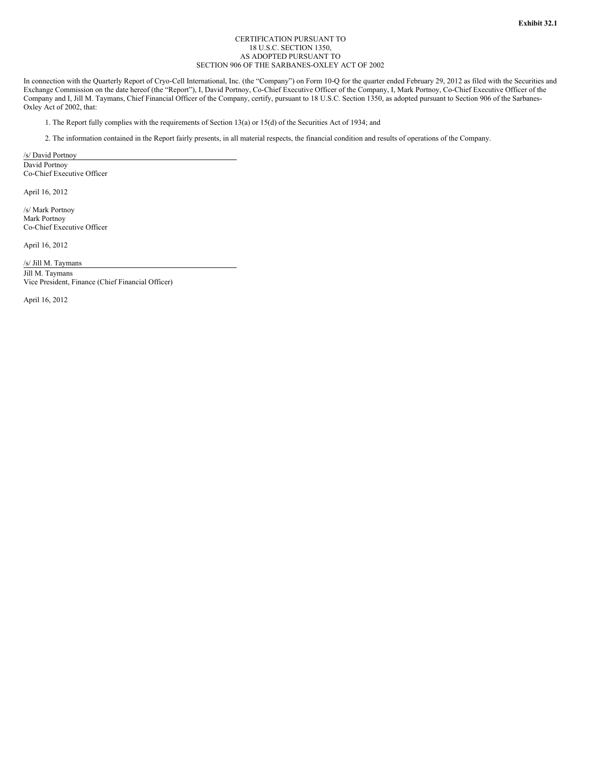**Exhibit 32.1**

CERTIFICATION PURSUANT TO
18 U.S.C. SECTION 1350,
AS ADOPTED PURSUANT TO
SECTION 906 OF THE SARBANES-OXLEY ACT OF 2002

In connection with the Quarterly Report of Cryo-Cell International, Inc. (the "Company") on Form 10-Q for the quarter ended February 29, 2012 as filed with the Securities and Exchange Commission on the date hereof (the "Report"), I, David Portnoy, Co-Chief Executive Officer of the Company, I, Mark Portnoy, Co-Chief Executive Officer of the Company and I, Jill M. Taymans, Chief Financial Officer of the Company, certify, pursuant to 18 U.S.C. Section 1350, as adopted pursuant to Section 906 of the Sarbanes-Oxley Act of 2002, that:

1. The Report fully complies with the requirements of Section 13(a) or 15(d) of the Securities Act of 1934; and

2. The information contained in the Report fairly presents, in all material respects, the financial condition and results of operations of the Company.

/s/ David Portnoy
David Portnoy
Co-Chief Executive Officer

April 16, 2012

/s/ Mark Portnoy
Mark Portnoy
Co-Chief Executive Officer

April 16, 2012

/s/ Jill M. Taymans
Jill M. Taymans
Vice President, Finance (Chief Financial Officer)

April 16, 2012